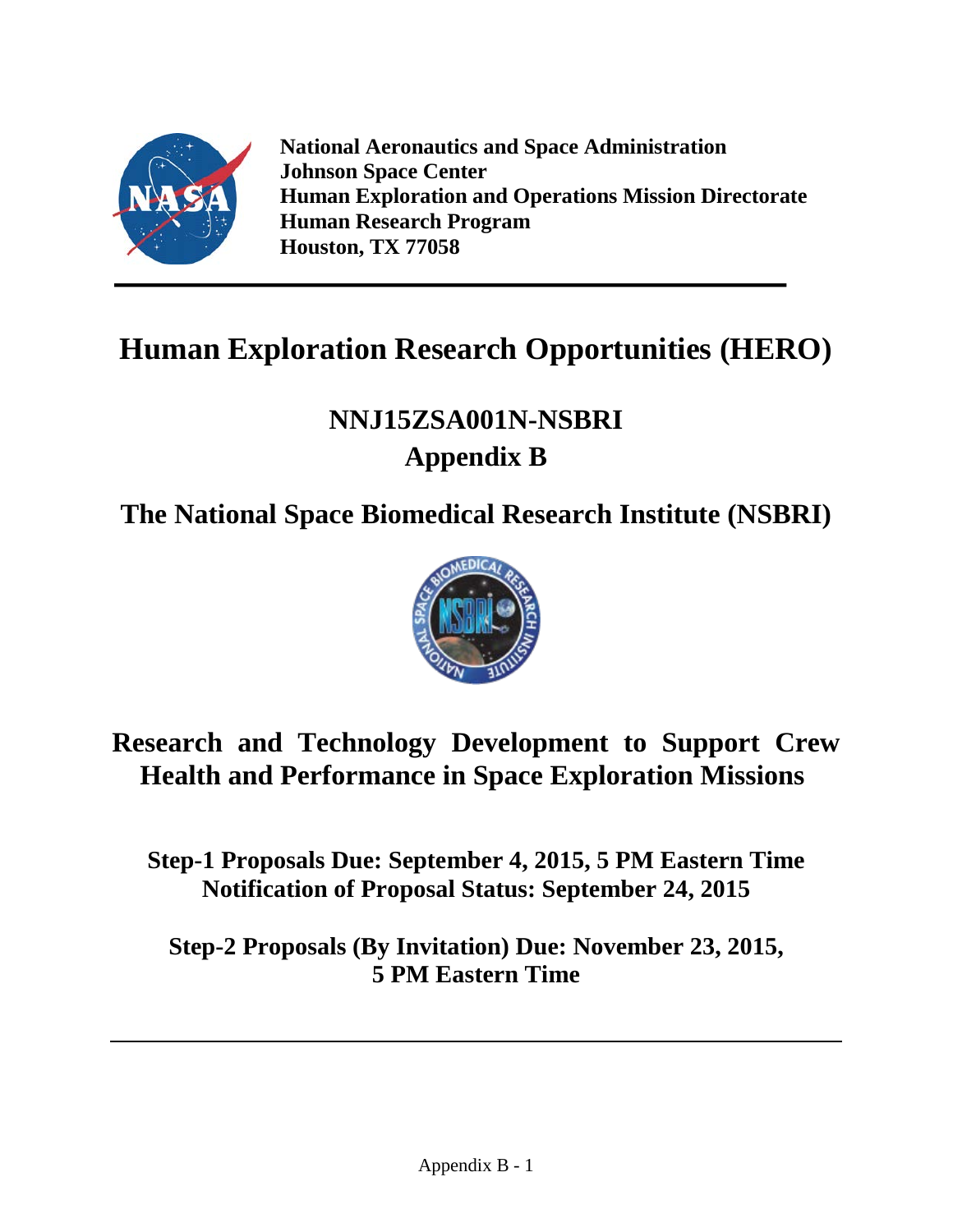**National Aeronautics and Space Administration**
**Johnson Space Center**
**Human Exploration and Operations Mission Directorate**
**Human Research Program**
**Houston, TX 77058**

---

# Human Exploration Research Opportunities (HERO)

## NNJ15ZSA001N-NSBRI
## Appendix B

## The National Space Biomedical Research Institute (NSBRI)

## Research and Technology Development to Support Crew Health and Performance in Space Exploration Missions

**Step-1 Proposals Due: September 4, 2015, 5 PM Eastern Time**
**Notification of Proposal Status: September 24, 2015**

**Step-2 Proposals (By Invitation) Due: November 23, 2015, 5 PM Eastern Time**

---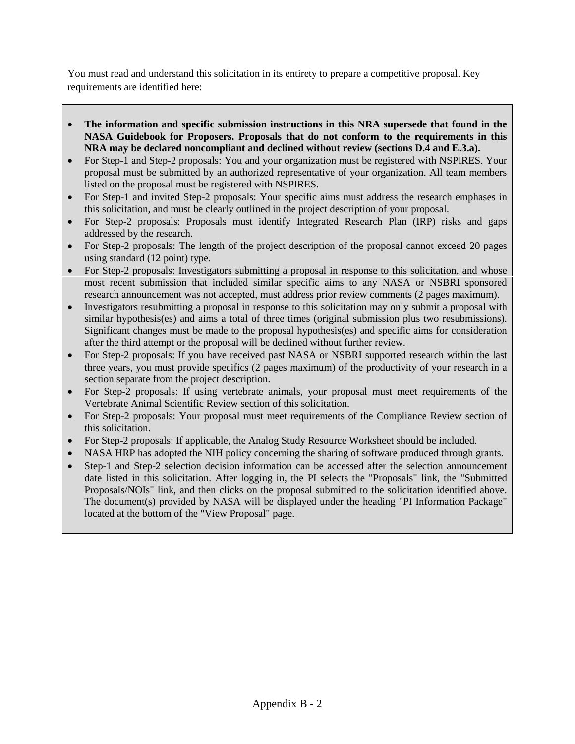You must read and understand this solicitation in its entirety to prepare a competitive proposal. Key requirements are identified here:

- **The information and specific submission instructions in this NRA supersede that found in the NASA Guidebook for Proposers. Proposals that do not conform to the requirements in this NRA may be declared noncompliant and declined without review (sections D.4 and E.3.a).**
- For Step-1 and Step-2 proposals: You and your organization must be registered with NSPIRES. Your proposal must be submitted by an authorized representative of your organization. All team members listed on the proposal must be registered with NSPIRES.
- For Step-1 and invited Step-2 proposals: Your specific aims must address the research emphases in this solicitation, and must be clearly outlined in the project description of your proposal.
- For Step-2 proposals: Proposals must identify Integrated Research Plan (IRP) risks and gaps addressed by the research.
- For Step-2 proposals: The length of the project description of the proposal cannot exceed 20 pages using standard (12 point) type.
- For Step-2 proposals: Investigators submitting a proposal in response to this solicitation, and whose most recent submission that included similar specific aims to any NASA or NSBRI sponsored research announcement was not accepted, must address prior review comments (2 pages maximum).
- Investigators resubmitting a proposal in response to this solicitation may only submit a proposal with similar hypothesis(es) and aims a total of three times (original submission plus two resubmissions). Significant changes must be made to the proposal hypothesis(es) and specific aims for consideration after the third attempt or the proposal will be declined without further review.
- For Step-2 proposals: If you have received past NASA or NSBRI supported research within the last three years, you must provide specifics (2 pages maximum) of the productivity of your research in a section separate from the project description.
- For Step-2 proposals: If using vertebrate animals, your proposal must meet requirements of the Vertebrate Animal Scientific Review section of this solicitation.
- For Step-2 proposals: Your proposal must meet requirements of the Compliance Review section of this solicitation.
- For Step-2 proposals: If applicable, the Analog Study Resource Worksheet should be included.
- NASA HRP has adopted the NIH policy concerning the sharing of software produced through grants.
- Step-1 and Step-2 selection decision information can be accessed after the selection announcement date listed in this solicitation. After logging in, the PI selects the "Proposals" link, the "Submitted Proposals/NOIs" link, and then clicks on the proposal submitted to the solicitation identified above. The document(s) provided by NASA will be displayed under the heading "PI Information Package" located at the bottom of the "View Proposal" page.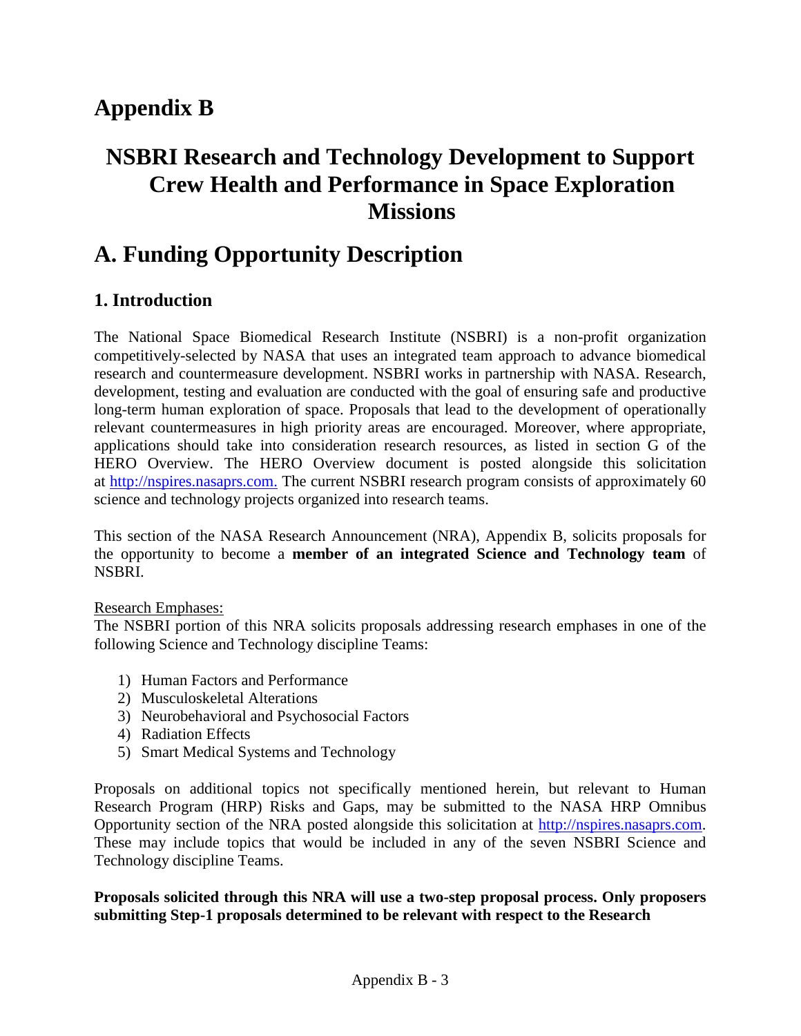# Appendix B

# NSBRI Research and Technology Development to Support Crew Health and Performance in Space Exploration Missions

# A. Funding Opportunity Description

## 1. Introduction

The National Space Biomedical Research Institute (NSBRI) is a non-profit organization competitively-selected by NASA that uses an integrated team approach to advance biomedical research and countermeasure development. NSBRI works in partnership with NASA. Research, development, testing and evaluation are conducted with the goal of ensuring safe and productive long-term human exploration of space. Proposals that lead to the development of operationally relevant countermeasures in high priority areas are encouraged. Moreover, where appropriate, applications should take into consideration research resources, as listed in section G of the HERO Overview. The HERO Overview document is posted alongside this solicitation at http://nspires.nasaprs.com. The current NSBRI research program consists of approximately 60 science and technology projects organized into research teams.

This section of the NASA Research Announcement (NRA), Appendix B, solicits proposals for the opportunity to become a **member of an integrated Science and Technology team** of NSBRI.

Research Emphases:
The NSBRI portion of this NRA solicits proposals addressing research emphases in one of the following Science and Technology discipline Teams:

1) Human Factors and Performance
2) Musculoskeletal Alterations
3) Neurobehavioral and Psychosocial Factors
4) Radiation Effects
5) Smart Medical Systems and Technology

Proposals on additional topics not specifically mentioned herein, but relevant to Human Research Program (HRP) Risks and Gaps, may be submitted to the NASA HRP Omnibus Opportunity section of the NRA posted alongside this solicitation at http://nspires.nasaprs.com. These may include topics that would be included in any of the seven NSBRI Science and Technology discipline Teams.

**Proposals solicited through this NRA will use a two-step proposal process. Only proposers submitting Step-1 proposals determined to be relevant with respect to the Research**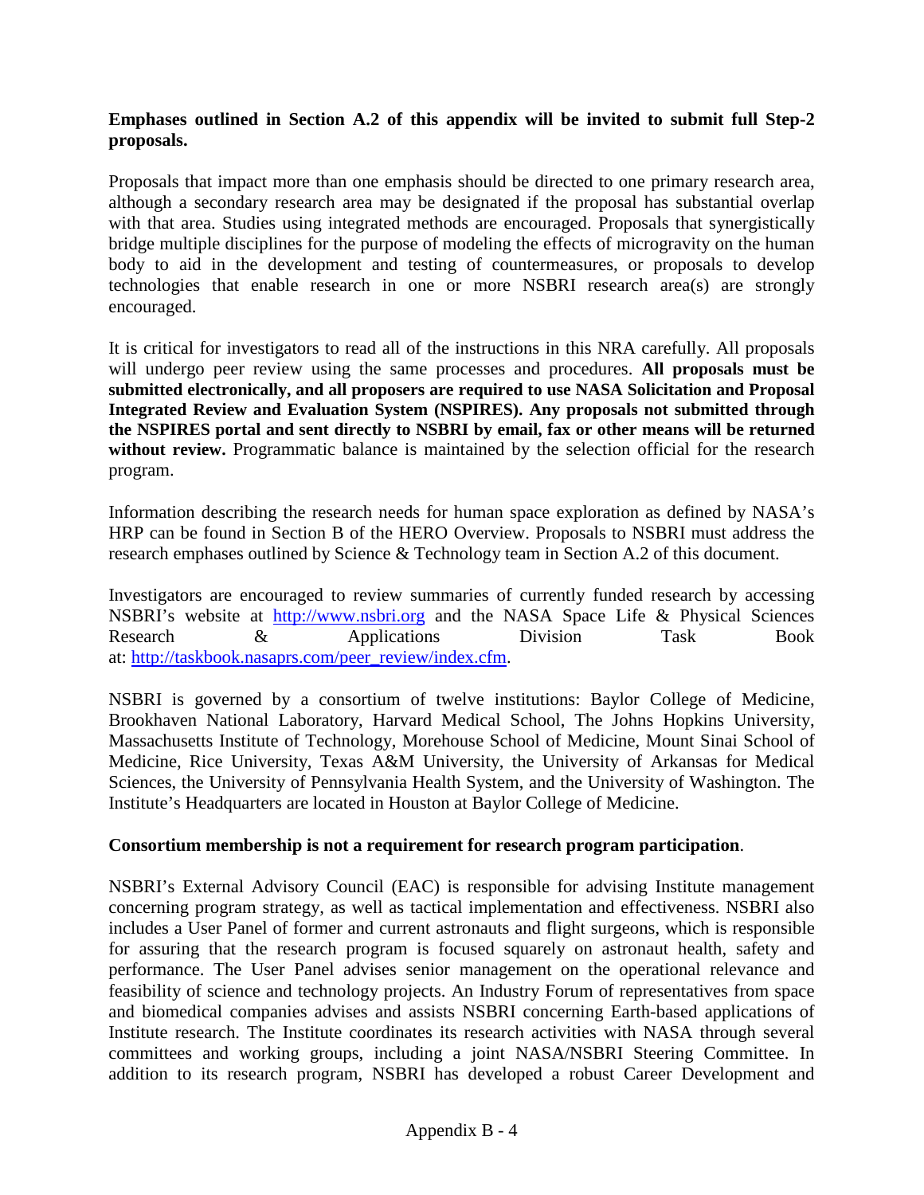**Emphases outlined in Section A.2 of this appendix will be invited to submit full Step-2 proposals.**

Proposals that impact more than one emphasis should be directed to one primary research area, although a secondary research area may be designated if the proposal has substantial overlap with that area. Studies using integrated methods are encouraged. Proposals that synergistically bridge multiple disciplines for the purpose of modeling the effects of microgravity on the human body to aid in the development and testing of countermeasures, or proposals to develop technologies that enable research in one or more NSBRI research area(s) are strongly encouraged.

It is critical for investigators to read all of the instructions in this NRA carefully. All proposals will undergo peer review using the same processes and procedures. **All proposals must be submitted electronically, and all proposers are required to use NASA Solicitation and Proposal Integrated Review and Evaluation System (NSPIRES). Any proposals not submitted through the NSPIRES portal and sent directly to NSBRI by email, fax or other means will be returned without review.** Programmatic balance is maintained by the selection official for the research program.

Information describing the research needs for human space exploration as defined by NASA's HRP can be found in Section B of the HERO Overview. Proposals to NSBRI must address the research emphases outlined by Science & Technology team in Section A.2 of this document.

Investigators are encouraged to review summaries of currently funded research by accessing NSBRI's website at [http://www.nsbri.org](http://www.nsbri.org) and the NASA Space Life & Physical Sciences Research & Applications Division Task Book at: [http://taskbook.nasaprs.com/peer_review/index.cfm](http://taskbook.nasaprs.com/peer_review/index.cfm).

NSBRI is governed by a consortium of twelve institutions: Baylor College of Medicine, Brookhaven National Laboratory, Harvard Medical School, The Johns Hopkins University, Massachusetts Institute of Technology, Morehouse School of Medicine, Mount Sinai School of Medicine, Rice University, Texas A&M University, the University of Arkansas for Medical Sciences, the University of Pennsylvania Health System, and the University of Washington. The Institute's Headquarters are located in Houston at Baylor College of Medicine.

**Consortium membership is not a requirement for research program participation**.

NSBRI's External Advisory Council (EAC) is responsible for advising Institute management concerning program strategy, as well as tactical implementation and effectiveness. NSBRI also includes a User Panel of former and current astronauts and flight surgeons, which is responsible for assuring that the research program is focused squarely on astronaut health, safety and performance. The User Panel advises senior management on the operational relevance and feasibility of science and technology projects. An Industry Forum of representatives from space and biomedical companies advises and assists NSBRI concerning Earth-based applications of Institute research. The Institute coordinates its research activities with NASA through several committees and working groups, including a joint NASA/NSBRI Steering Committee. In addition to its research program, NSBRI has developed a robust Career Development and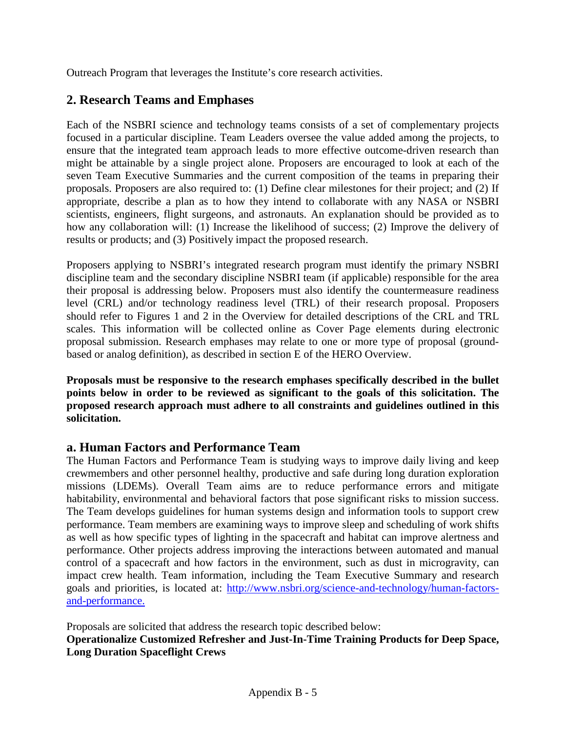Outreach Program that leverages the Institute's core research activities.

## 2. Research Teams and Emphases

Each of the NSBRI science and technology teams consists of a set of complementary projects focused in a particular discipline. Team Leaders oversee the value added among the projects, to ensure that the integrated team approach leads to more effective outcome-driven research than might be attainable by a single project alone. Proposers are encouraged to look at each of the seven Team Executive Summaries and the current composition of the teams in preparing their proposals. Proposers are also required to: (1) Define clear milestones for their project; and (2) If appropriate, describe a plan as to how they intend to collaborate with any NASA or NSBRI scientists, engineers, flight surgeons, and astronauts. An explanation should be provided as to how any collaboration will: (1) Increase the likelihood of success; (2) Improve the delivery of results or products; and (3) Positively impact the proposed research.

Proposers applying to NSBRI's integrated research program must identify the primary NSBRI discipline team and the secondary discipline NSBRI team (if applicable) responsible for the area their proposal is addressing below. Proposers must also identify the countermeasure readiness level (CRL) and/or technology readiness level (TRL) of their research proposal. Proposers should refer to Figures 1 and 2 in the Overview for detailed descriptions of the CRL and TRL scales. This information will be collected online as Cover Page elements during electronic proposal submission. Research emphases may relate to one or more type of proposal (ground-based or analog definition), as described in section E of the HERO Overview.

**Proposals must be responsive to the research emphases specifically described in the bullet points below in order to be reviewed as significant to the goals of this solicitation. The proposed research approach must adhere to all constraints and guidelines outlined in this solicitation.**

### a. Human Factors and Performance Team

The Human Factors and Performance Team is studying ways to improve daily living and keep crewmembers and other personnel healthy, productive and safe during long duration exploration missions (LDEMs). Overall Team aims are to reduce performance errors and mitigate habitability, environmental and behavioral factors that pose significant risks to mission success. The Team develops guidelines for human systems design and information tools to support crew performance. Team members are examining ways to improve sleep and scheduling of work shifts as well as how specific types of lighting in the spacecraft and habitat can improve alertness and performance. Other projects address improving the interactions between automated and manual control of a spacecraft and how factors in the environment, such as dust in microgravity, can impact crew health. Team information, including the Team Executive Summary and research goals and priorities, is located at: http://www.nsbri.org/science-and-technology/human-factors-and-performance.

Proposals are solicited that address the research topic described below:

**Operationalize Customized Refresher and Just-In-Time Training Products for Deep Space, Long Duration Spaceflight Crews**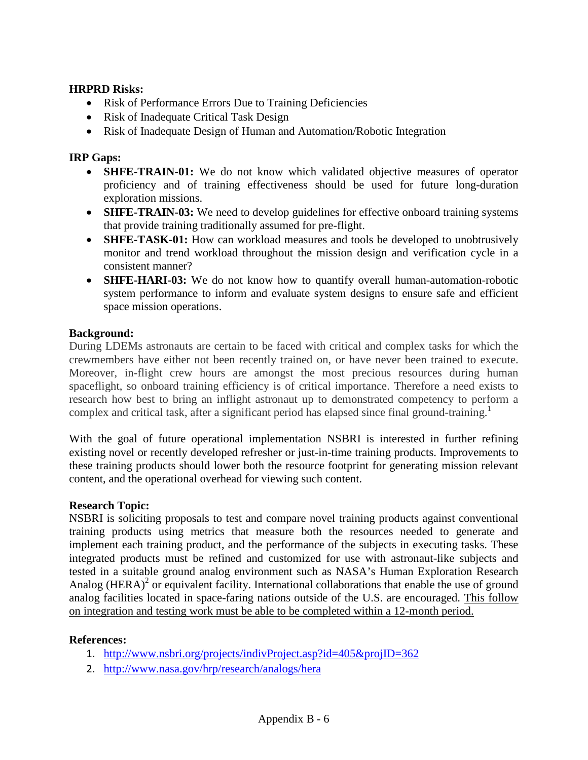**HRPRD Risks:**

- Risk of Performance Errors Due to Training Deficiencies
- Risk of Inadequate Critical Task Design
- Risk of Inadequate Design of Human and Automation/Robotic Integration

**IRP Gaps:**

- **SHFE-TRAIN-01:** We do not know which validated objective measures of operator proficiency and of training effectiveness should be used for future long-duration exploration missions.
- **SHFE-TRAIN-03:** We need to develop guidelines for effective onboard training systems that provide training traditionally assumed for pre-flight.
- **SHFE-TASK-01:** How can workload measures and tools be developed to unobtrusively monitor and trend workload throughout the mission design and verification cycle in a consistent manner?
- **SHFE-HARI-03:** We do not know how to quantify overall human-automation-robotic system performance to inform and evaluate system designs to ensure safe and efficient space mission operations.

**Background:**

During LDEMs astronauts are certain to be faced with critical and complex tasks for which the crewmembers have either not been recently trained on, or have never been trained to execute. Moreover, in-flight crew hours are amongst the most precious resources during human spaceflight, so onboard training efficiency is of critical importance. Therefore a need exists to research how best to bring an inflight astronaut up to demonstrated competency to perform a complex and critical task, after a significant period has elapsed since final ground-training.[1]

With the goal of future operational implementation NSBRI is interested in further refining existing novel or recently developed refresher or just-in-time training products. Improvements to these training products should lower both the resource footprint for generating mission relevant content, and the operational overhead for viewing such content.

**Research Topic:**

NSBRI is soliciting proposals to test and compare novel training products against conventional training products using metrics that measure both the resources needed to generate and implement each training product, and the performance of the subjects in executing tasks. These integrated products must be refined and customized for use with astronaut-like subjects and tested in a suitable ground analog environment such as NASA's Human Exploration Research Analog (HERA)[2] or equivalent facility. International collaborations that enable the use of ground analog facilities located in space-faring nations outside of the U.S. are encouraged. <u>This follow on integration and testing work must be able to be completed within a 12-month period.</u>

**References:**

1. http://www.nsbri.org/projects/indivProject.asp?id=405&projID=362
2. http://www.nasa.gov/hrp/research/analogs/hera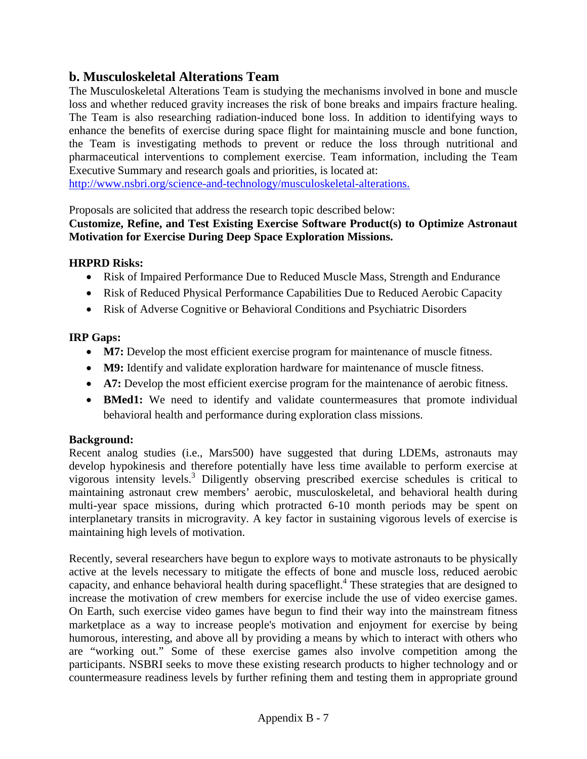## b. Musculoskeletal Alterations Team

The Musculoskeletal Alterations Team is studying the mechanisms involved in bone and muscle loss and whether reduced gravity increases the risk of bone breaks and impairs fracture healing. The Team is also researching radiation-induced bone loss. In addition to identifying ways to enhance the benefits of exercise during space flight for maintaining muscle and bone function, the Team is investigating methods to prevent or reduce the loss through nutritional and pharmaceutical interventions to complement exercise. Team information, including the Team Executive Summary and research goals and priorities, is located at: http://www.nsbri.org/science-and-technology/musculoskeletal-alterations.

Proposals are solicited that address the research topic described below:

**Customize, Refine, and Test Existing Exercise Software Product(s) to Optimize Astronaut Motivation for Exercise During Deep Space Exploration Missions.**

**HRPRD Risks:**

- Risk of Impaired Performance Due to Reduced Muscle Mass, Strength and Endurance
- Risk of Reduced Physical Performance Capabilities Due to Reduced Aerobic Capacity
- Risk of Adverse Cognitive or Behavioral Conditions and Psychiatric Disorders

**IRP Gaps:**

- **M7:** Develop the most efficient exercise program for maintenance of muscle fitness.
- **M9:** Identify and validate exploration hardware for maintenance of muscle fitness.
- **A7:** Develop the most efficient exercise program for the maintenance of aerobic fitness.
- **BMed1:** We need to identify and validate countermeasures that promote individual behavioral health and performance during exploration class missions.

**Background:**

Recent analog studies (i.e., Mars500) have suggested that during LDEMs, astronauts may develop hypokinesis and therefore potentially have less time available to perform exercise at vigorous intensity levels.[3] Diligently observing prescribed exercise schedules is critical to maintaining astronaut crew members' aerobic, musculoskeletal, and behavioral health during multi-year space missions, during which protracted 6-10 month periods may be spent on interplanetary transits in microgravity. A key factor in sustaining vigorous levels of exercise is maintaining high levels of motivation.

Recently, several researchers have begun to explore ways to motivate astronauts to be physically active at the levels necessary to mitigate the effects of bone and muscle loss, reduced aerobic capacity, and enhance behavioral health during spaceflight.[4] These strategies that are designed to increase the motivation of crew members for exercise include the use of video exercise games. On Earth, such exercise video games have begun to find their way into the mainstream fitness marketplace as a way to increase people's motivation and enjoyment for exercise by being humorous, interesting, and above all by providing a means by which to interact with others who are "working out." Some of these exercise games also involve competition among the participants. NSBRI seeks to move these existing research products to higher technology and or countermeasure readiness levels by further refining them and testing them in appropriate ground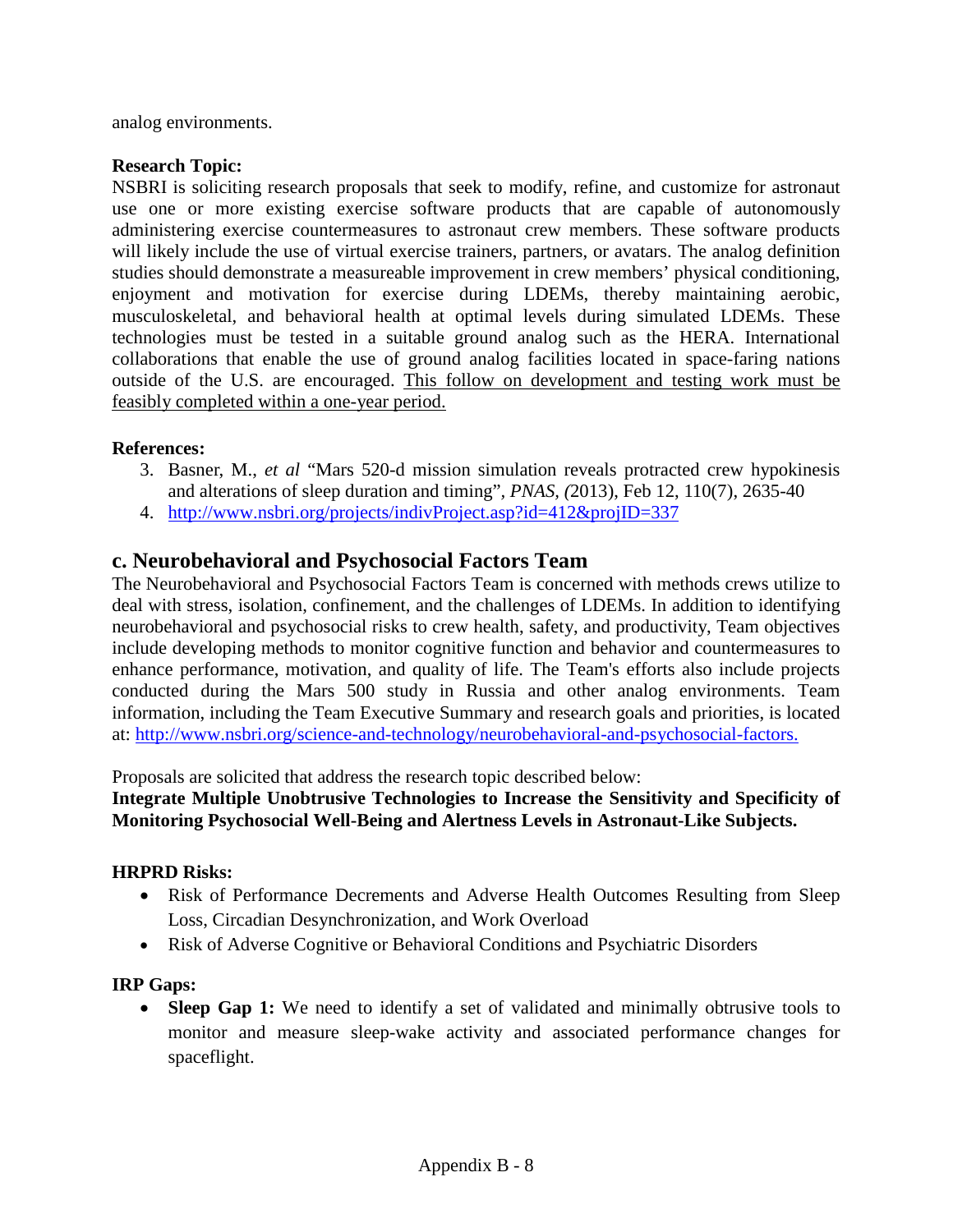analog environments.

**Research Topic:**
NSBRI is soliciting research proposals that seek to modify, refine, and customize for astronaut use one or more existing exercise software products that are capable of autonomously administering exercise countermeasures to astronaut crew members. These software products will likely include the use of virtual exercise trainers, partners, or avatars. The analog definition studies should demonstrate a measureable improvement in crew members' physical conditioning, enjoyment and motivation for exercise during LDEMs, thereby maintaining aerobic, musculoskeletal, and behavioral health at optimal levels during simulated LDEMs. These technologies must be tested in a suitable ground analog such as the HERA. International collaborations that enable the use of ground analog facilities located in space-faring nations outside of the U.S. are encouraged. <u>This follow on development and testing work must be feasibly completed within a one-year period.</u>

**References:**

3. Basner, M., *et al* "Mars 520-d mission simulation reveals protracted crew hypokinesis and alterations of sleep duration and timing", *PNAS, (*2013), Feb 12, 110(7), 2635-40
4. http://www.nsbri.org/projects/indivProject.asp?id=412&projID=337

## c. Neurobehavioral and Psychosocial Factors Team

The Neurobehavioral and Psychosocial Factors Team is concerned with methods crews utilize to deal with stress, isolation, confinement, and the challenges of LDEMs. In addition to identifying neurobehavioral and psychosocial risks to crew health, safety, and productivity, Team objectives include developing methods to monitor cognitive function and behavior and countermeasures to enhance performance, motivation, and quality of life. The Team's efforts also include projects conducted during the Mars 500 study in Russia and other analog environments. Team information, including the Team Executive Summary and research goals and priorities, is located at: http://www.nsbri.org/science-and-technology/neurobehavioral-and-psychosocial-factors.

Proposals are solicited that address the research topic described below:
**Integrate Multiple Unobtrusive Technologies to Increase the Sensitivity and Specificity of Monitoring Psychosocial Well-Being and Alertness Levels in Astronaut-Like Subjects.**

**HRPRD Risks:**

- Risk of Performance Decrements and Adverse Health Outcomes Resulting from Sleep Loss, Circadian Desynchronization, and Work Overload
- Risk of Adverse Cognitive or Behavioral Conditions and Psychiatric Disorders

**IRP Gaps:**

- **Sleep Gap 1:** We need to identify a set of validated and minimally obtrusive tools to monitor and measure sleep-wake activity and associated performance changes for spaceflight.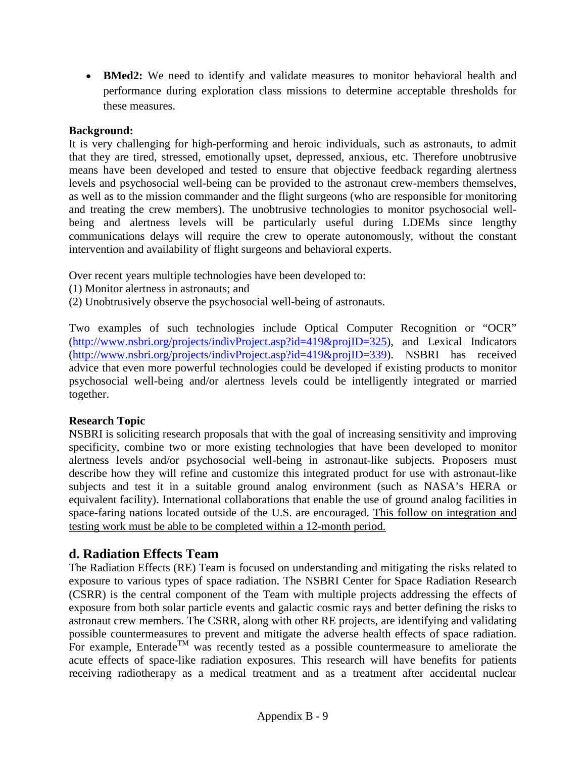- **BMed2:** We need to identify and validate measures to monitor behavioral health and performance during exploration class missions to determine acceptable thresholds for these measures.

**Background:**
It is very challenging for high-performing and heroic individuals, such as astronauts, to admit that they are tired, stressed, emotionally upset, depressed, anxious, etc. Therefore unobtrusive means have been developed and tested to ensure that objective feedback regarding alertness levels and psychosocial well-being can be provided to the astronaut crew-members themselves, as well as to the mission commander and the flight surgeons (who are responsible for monitoring and treating the crew members). The unobtrusive technologies to monitor psychosocial well-being and alertness levels will be particularly useful during LDEMs since lengthy communications delays will require the crew to operate autonomously, without the constant intervention and availability of flight surgeons and behavioral experts.

Over recent years multiple technologies have been developed to:
(1) Monitor alertness in astronauts; and
(2) Unobtrusively observe the psychosocial well-being of astronauts.

Two examples of such technologies include Optical Computer Recognition or "OCR" (http://www.nsbri.org/projects/indivProject.asp?id=419&projID=325), and Lexical Indicators (http://www.nsbri.org/projects/indivProject.asp?id=419&projID=339). NSBRI has received advice that even more powerful technologies could be developed if existing products to monitor psychosocial well-being and/or alertness levels could be intelligently integrated or married together.

**Research Topic**
NSBRI is soliciting research proposals that with the goal of increasing sensitivity and improving specificity, combine two or more existing technologies that have been developed to monitor alertness levels and/or psychosocial well-being in astronaut-like subjects. Proposers must describe how they will refine and customize this integrated product for use with astronaut-like subjects and test it in a suitable ground analog environment (such as NASA's HERA or equivalent facility). International collaborations that enable the use of ground analog facilities in space-faring nations located outside of the U.S. are encouraged. This follow on integration and testing work must be able to be completed within a 12-month period.

## d. Radiation Effects Team

The Radiation Effects (RE) Team is focused on understanding and mitigating the risks related to exposure to various types of space radiation. The NSBRI Center for Space Radiation Research (CSRR) is the central component of the Team with multiple projects addressing the effects of exposure from both solar particle events and galactic cosmic rays and better defining the risks to astronaut crew members. The CSRR, along with other RE projects, are identifying and validating possible countermeasures to prevent and mitigate the adverse health effects of space radiation. For example, Enterade™ was recently tested as a possible countermeasure to ameliorate the acute effects of space-like radiation exposures. This research will have benefits for patients receiving radiotherapy as a medical treatment and as a treatment after accidental nuclear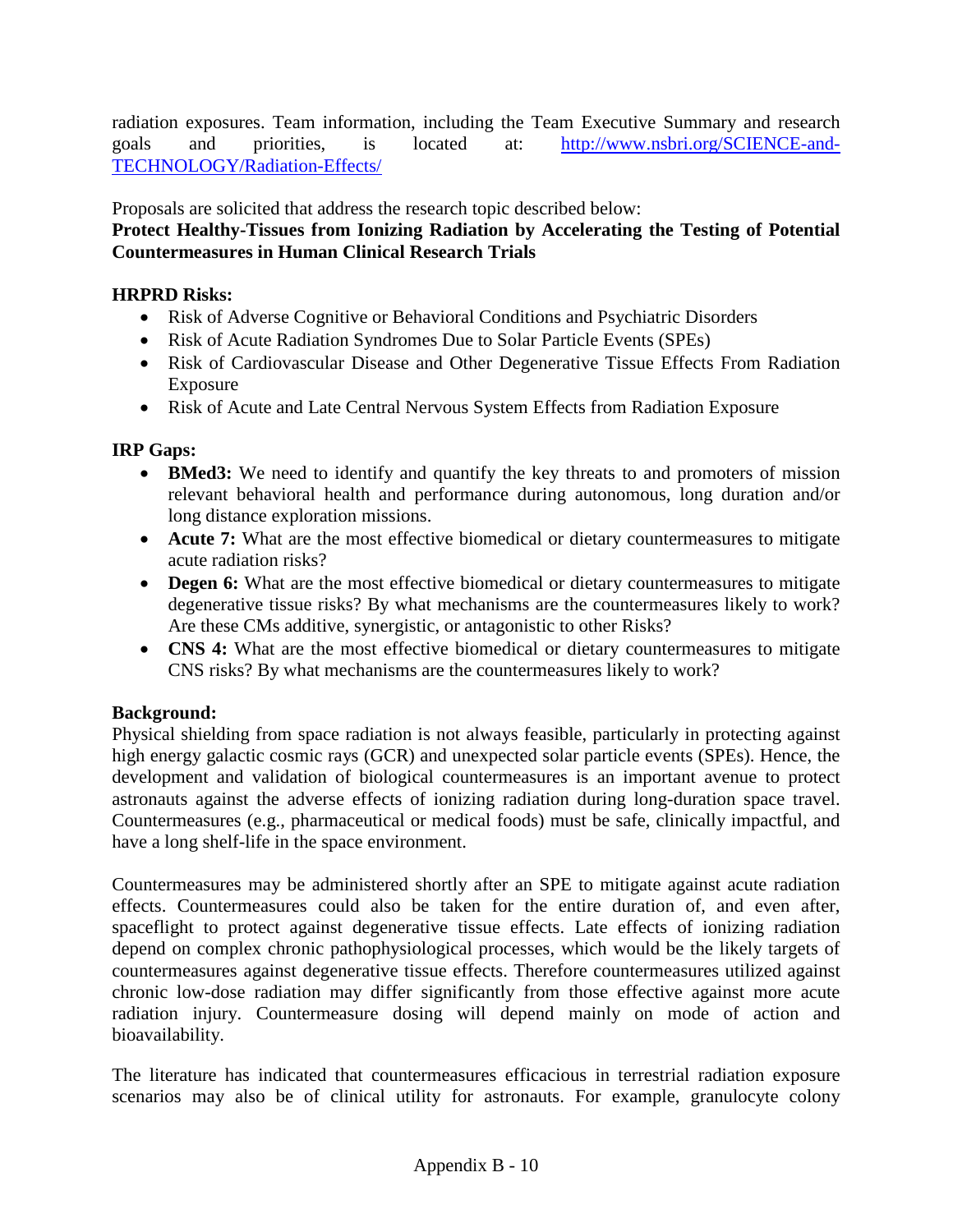radiation exposures. Team information, including the Team Executive Summary and research goals and priorities, is located at: [http://www.nsbri.org/SCIENCE-and-TECHNOLOGY/Radiation-Effects/](http://www.nsbri.org/SCIENCE-and-TECHNOLOGY/Radiation-Effects/)

Proposals are solicited that address the research topic described below:

**Protect Healthy-Tissues from Ionizing Radiation by Accelerating the Testing of Potential Countermeasures in Human Clinical Research Trials**

**HRPRD Risks:**

- Risk of Adverse Cognitive or Behavioral Conditions and Psychiatric Disorders
- Risk of Acute Radiation Syndromes Due to Solar Particle Events (SPEs)
- Risk of Cardiovascular Disease and Other Degenerative Tissue Effects From Radiation Exposure
- Risk of Acute and Late Central Nervous System Effects from Radiation Exposure

**IRP Gaps:**

- **BMed3:** We need to identify and quantify the key threats to and promoters of mission relevant behavioral health and performance during autonomous, long duration and/or long distance exploration missions.
- **Acute 7:** What are the most effective biomedical or dietary countermeasures to mitigate acute radiation risks?
- **Degen 6:** What are the most effective biomedical or dietary countermeasures to mitigate degenerative tissue risks? By what mechanisms are the countermeasures likely to work? Are these CMs additive, synergistic, or antagonistic to other Risks?
- **CNS 4:** What are the most effective biomedical or dietary countermeasures to mitigate CNS risks? By what mechanisms are the countermeasures likely to work?

**Background:**

Physical shielding from space radiation is not always feasible, particularly in protecting against high energy galactic cosmic rays (GCR) and unexpected solar particle events (SPEs). Hence, the development and validation of biological countermeasures is an important avenue to protect astronauts against the adverse effects of ionizing radiation during long-duration space travel. Countermeasures (e.g., pharmaceutical or medical foods) must be safe, clinically impactful, and have a long shelf-life in the space environment.

Countermeasures may be administered shortly after an SPE to mitigate against acute radiation effects. Countermeasures could also be taken for the entire duration of, and even after, spaceflight to protect against degenerative tissue effects. Late effects of ionizing radiation depend on complex chronic pathophysiological processes, which would be the likely targets of countermeasures against degenerative tissue effects. Therefore countermeasures utilized against chronic low-dose radiation may differ significantly from those effective against more acute radiation injury. Countermeasure dosing will depend mainly on mode of action and bioavailability.

The literature has indicated that countermeasures efficacious in terrestrial radiation exposure scenarios may also be of clinical utility for astronauts. For example, granulocyte colony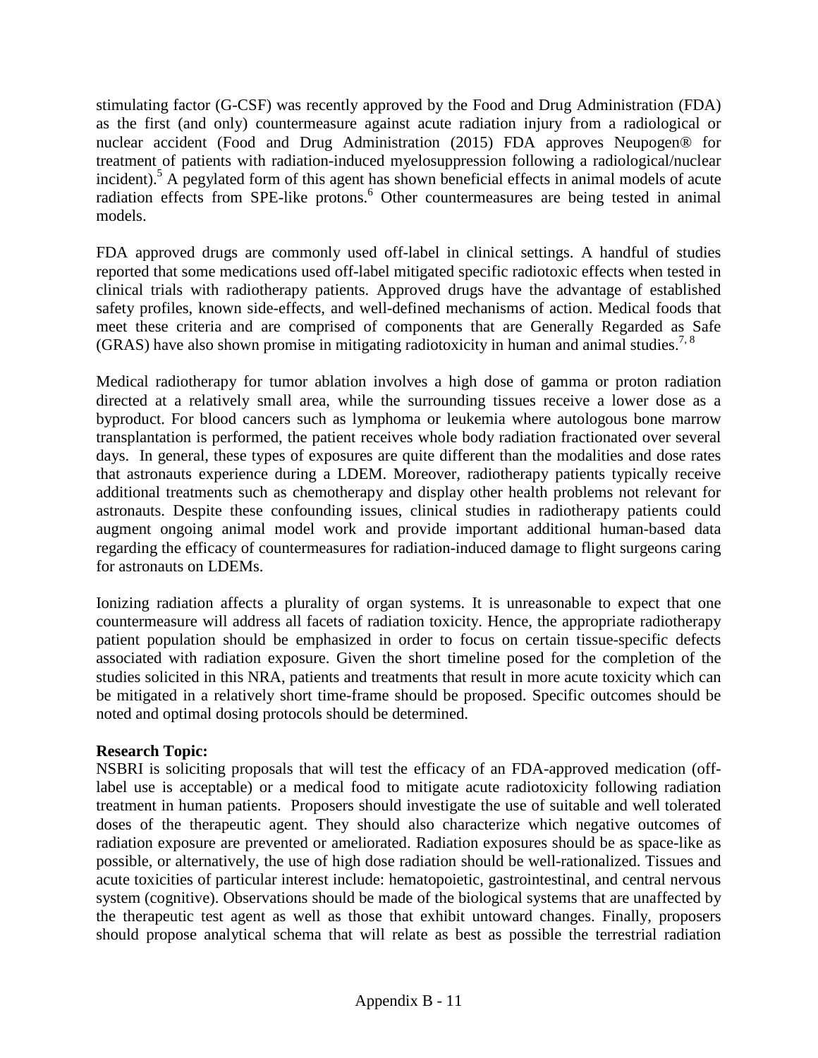stimulating factor (G-CSF) was recently approved by the Food and Drug Administration (FDA) as the first (and only) countermeasure against acute radiation injury from a radiological or nuclear accident (Food and Drug Administration (2015) FDA approves Neupogen® for treatment of patients with radiation-induced myelosuppression following a radiological/nuclear incident).[5] A pegylated form of this agent has shown beneficial effects in animal models of acute radiation effects from SPE-like protons.[6] Other countermeasures are being tested in animal models.

FDA approved drugs are commonly used off-label in clinical settings. A handful of studies reported that some medications used off-label mitigated specific radiotoxic effects when tested in clinical trials with radiotherapy patients. Approved drugs have the advantage of established safety profiles, known side-effects, and well-defined mechanisms of action. Medical foods that meet these criteria and are comprised of components that are Generally Regarded as Safe (GRAS) have also shown promise in mitigating radiotoxicity in human and animal studies.[7, 8]

Medical radiotherapy for tumor ablation involves a high dose of gamma or proton radiation directed at a relatively small area, while the surrounding tissues receive a lower dose as a byproduct. For blood cancers such as lymphoma or leukemia where autologous bone marrow transplantation is performed, the patient receives whole body radiation fractionated over several days. In general, these types of exposures are quite different than the modalities and dose rates that astronauts experience during a LDEM. Moreover, radiotherapy patients typically receive additional treatments such as chemotherapy and display other health problems not relevant for astronauts. Despite these confounding issues, clinical studies in radiotherapy patients could augment ongoing animal model work and provide important additional human-based data regarding the efficacy of countermeasures for radiation-induced damage to flight surgeons caring for astronauts on LDEMs.

Ionizing radiation affects a plurality of organ systems. It is unreasonable to expect that one countermeasure will address all facets of radiation toxicity. Hence, the appropriate radiotherapy patient population should be emphasized in order to focus on certain tissue-specific defects associated with radiation exposure. Given the short timeline posed for the completion of the studies solicited in this NRA, patients and treatments that result in more acute toxicity which can be mitigated in a relatively short time-frame should be proposed. Specific outcomes should be noted and optimal dosing protocols should be determined.

**Research Topic:**
NSBRI is soliciting proposals that will test the efficacy of an FDA-approved medication (off-label use is acceptable) or a medical food to mitigate acute radiotoxicity following radiation treatment in human patients. Proposers should investigate the use of suitable and well tolerated doses of the therapeutic agent. They should also characterize which negative outcomes of radiation exposure are prevented or ameliorated. Radiation exposures should be as space-like as possible, or alternatively, the use of high dose radiation should be well-rationalized. Tissues and acute toxicities of particular interest include: hematopoietic, gastrointestinal, and central nervous system (cognitive). Observations should be made of the biological systems that are unaffected by the therapeutic test agent as well as those that exhibit untoward changes. Finally, proposers should propose analytical schema that will relate as best as possible the terrestrial radiation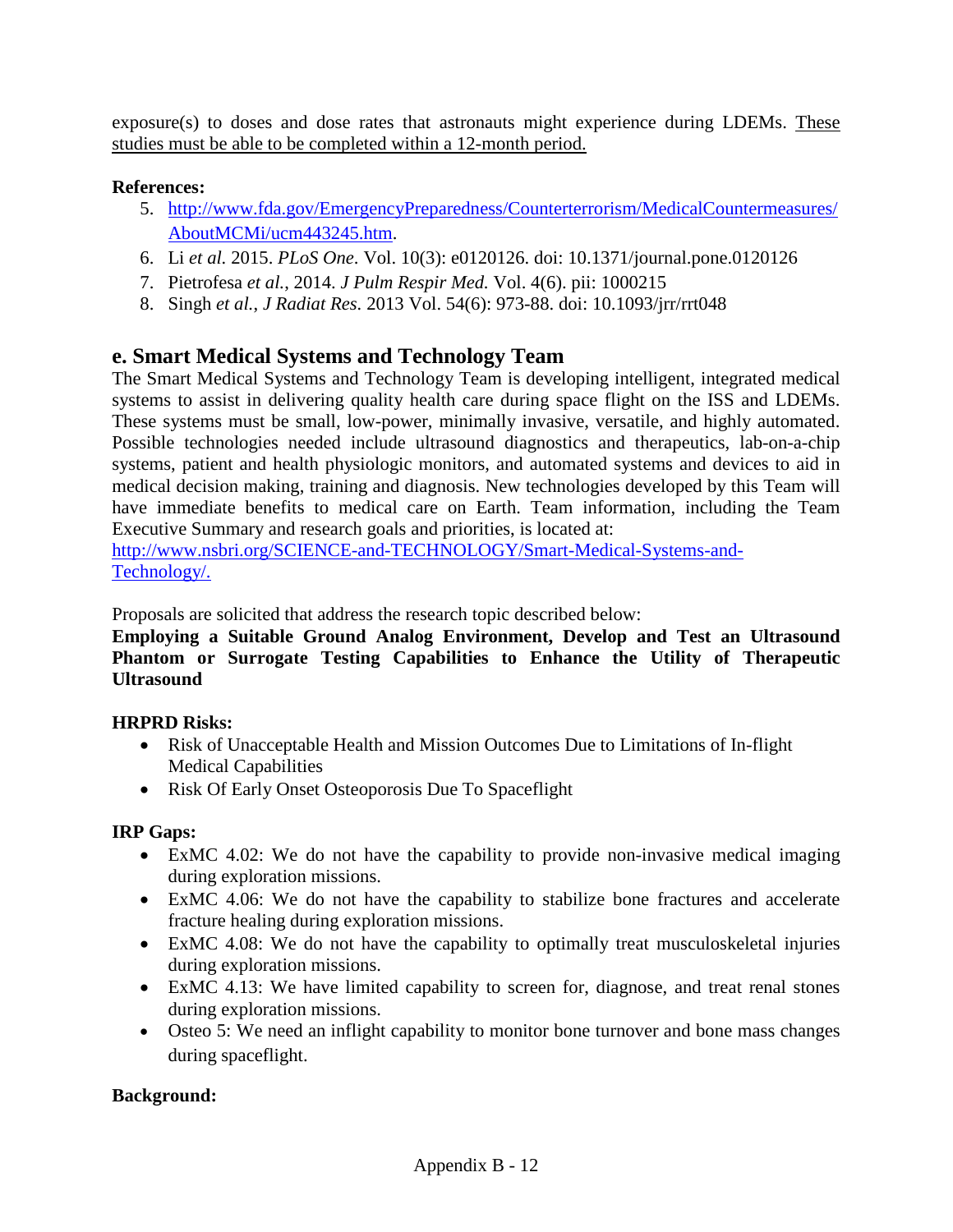exposure(s) to doses and dose rates that astronauts might experience during LDEMs. <u>These studies must be able to be completed within a 12-month period.</u>

**References:**

5. [http://www.fda.gov/EmergencyPreparedness/Counterterrorism/MedicalCountermeasures/AboutMCMi/ucm443245.htm](http://www.fda.gov/EmergencyPreparedness/Counterterrorism/MedicalCountermeasures/AboutMCMi/ucm443245.htm).
6. Li *et al.* 2015. *PLoS One*. Vol. 10(3): e0120126. doi: 10.1371/journal.pone.0120126
7. Pietrofesa *et al.*, 2014. *J Pulm Respir Med.* Vol. 4(6). pii: 1000215
8. Singh *et al., J Radiat Res.* 2013 Vol. 54(6): 973-88. doi: 10.1093/jrr/rrt048

## e. Smart Medical Systems and Technology Team

The Smart Medical Systems and Technology Team is developing intelligent, integrated medical systems to assist in delivering quality health care during space flight on the ISS and LDEMs. These systems must be small, low-power, minimally invasive, versatile, and highly automated. Possible technologies needed include ultrasound diagnostics and therapeutics, lab-on-a-chip systems, patient and health physiologic monitors, and automated systems and devices to aid in medical decision making, training and diagnosis. New technologies developed by this Team will have immediate benefits to medical care on Earth. Team information, including the Team Executive Summary and research goals and priorities, is located at: [http://www.nsbri.org/SCIENCE-and-TECHNOLOGY/Smart-Medical-Systems-and-Technology/.](http://www.nsbri.org/SCIENCE-and-TECHNOLOGY/Smart-Medical-Systems-and-Technology/)

Proposals are solicited that address the research topic described below:

**Employing a Suitable Ground Analog Environment, Develop and Test an Ultrasound Phantom or Surrogate Testing Capabilities to Enhance the Utility of Therapeutic Ultrasound**

**HRPRD Risks:**

- Risk of Unacceptable Health and Mission Outcomes Due to Limitations of In-flight Medical Capabilities
- Risk Of Early Onset Osteoporosis Due To Spaceflight

**IRP Gaps:**

- ExMC 4.02: We do not have the capability to provide non-invasive medical imaging during exploration missions.
- ExMC 4.06: We do not have the capability to stabilize bone fractures and accelerate fracture healing during exploration missions.
- ExMC 4.08: We do not have the capability to optimally treat musculoskeletal injuries during exploration missions.
- ExMC 4.13: We have limited capability to screen for, diagnose, and treat renal stones during exploration missions.
- Osteo 5: We need an inflight capability to monitor bone turnover and bone mass changes during spaceflight.

**Background:**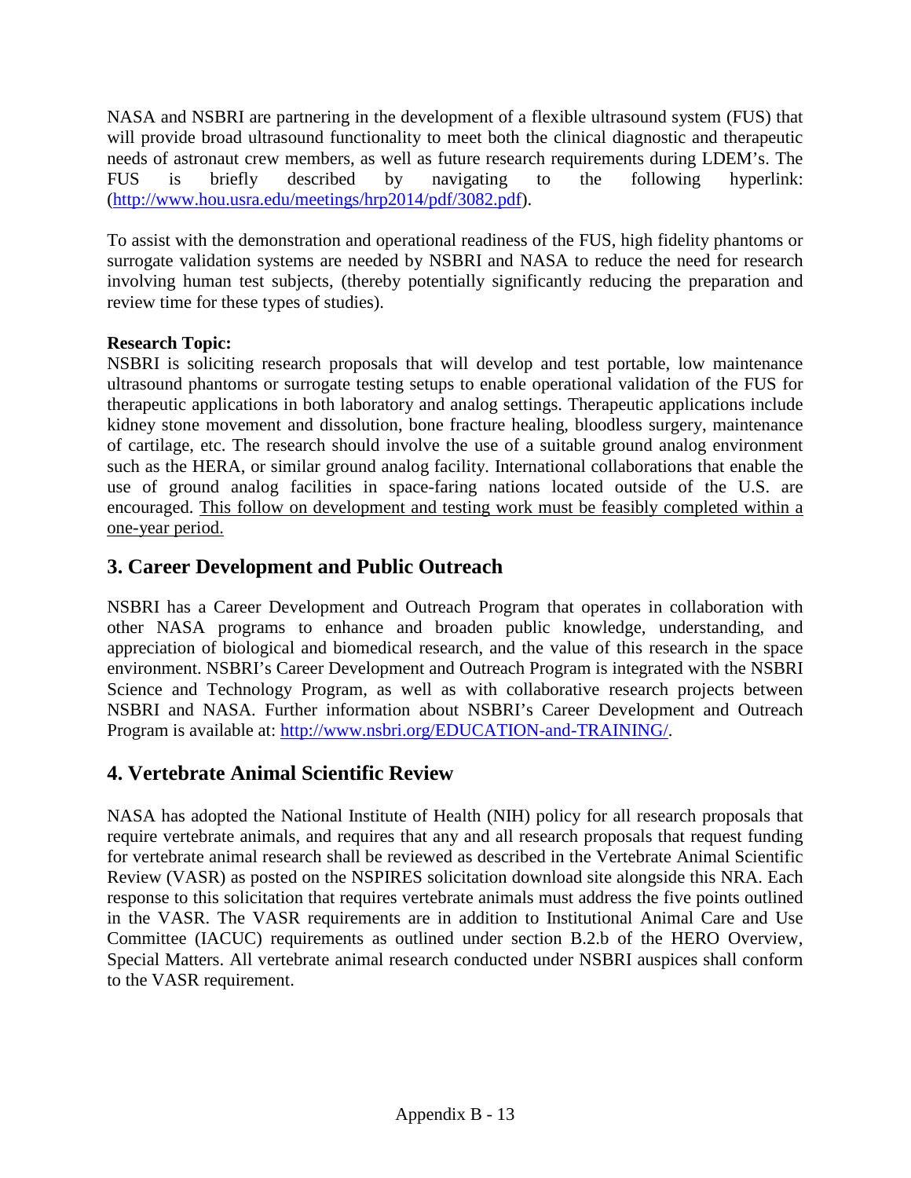NASA and NSBRI are partnering in the development of a flexible ultrasound system (FUS) that will provide broad ultrasound functionality to meet both the clinical diagnostic and therapeutic needs of astronaut crew members, as well as future research requirements during LDEM's. The FUS is briefly described by navigating to the following hyperlink: (http://www.hou.usra.edu/meetings/hrp2014/pdf/3082.pdf).

To assist with the demonstration and operational readiness of the FUS, high fidelity phantoms or surrogate validation systems are needed by NSBRI and NASA to reduce the need for research involving human test subjects, (thereby potentially significantly reducing the preparation and review time for these types of studies).

**Research Topic:**
NSBRI is soliciting research proposals that will develop and test portable, low maintenance ultrasound phantoms or surrogate testing setups to enable operational validation of the FUS for therapeutic applications in both laboratory and analog settings. Therapeutic applications include kidney stone movement and dissolution, bone fracture healing, bloodless surgery, maintenance of cartilage, etc. The research should involve the use of a suitable ground analog environment such as the HERA, or similar ground analog facility. International collaborations that enable the use of ground analog facilities in space-faring nations located outside of the U.S. are encouraged. <u>This follow on development and testing work must be feasibly completed within a one-year period.</u>

## 3. Career Development and Public Outreach

NSBRI has a Career Development and Outreach Program that operates in collaboration with other NASA programs to enhance and broaden public knowledge, understanding, and appreciation of biological and biomedical research, and the value of this research in the space environment. NSBRI's Career Development and Outreach Program is integrated with the NSBRI Science and Technology Program, as well as with collaborative research projects between NSBRI and NASA. Further information about NSBRI's Career Development and Outreach Program is available at: http://www.nsbri.org/EDUCATION-and-TRAINING/.

## 4. Vertebrate Animal Scientific Review

NASA has adopted the National Institute of Health (NIH) policy for all research proposals that require vertebrate animals, and requires that any and all research proposals that request funding for vertebrate animal research shall be reviewed as described in the Vertebrate Animal Scientific Review (VASR) as posted on the NSPIRES solicitation download site alongside this NRA. Each response to this solicitation that requires vertebrate animals must address the five points outlined in the VASR. The VASR requirements are in addition to Institutional Animal Care and Use Committee (IACUC) requirements as outlined under section B.2.b of the HERO Overview, Special Matters. All vertebrate animal research conducted under NSBRI auspices shall conform to the VASR requirement.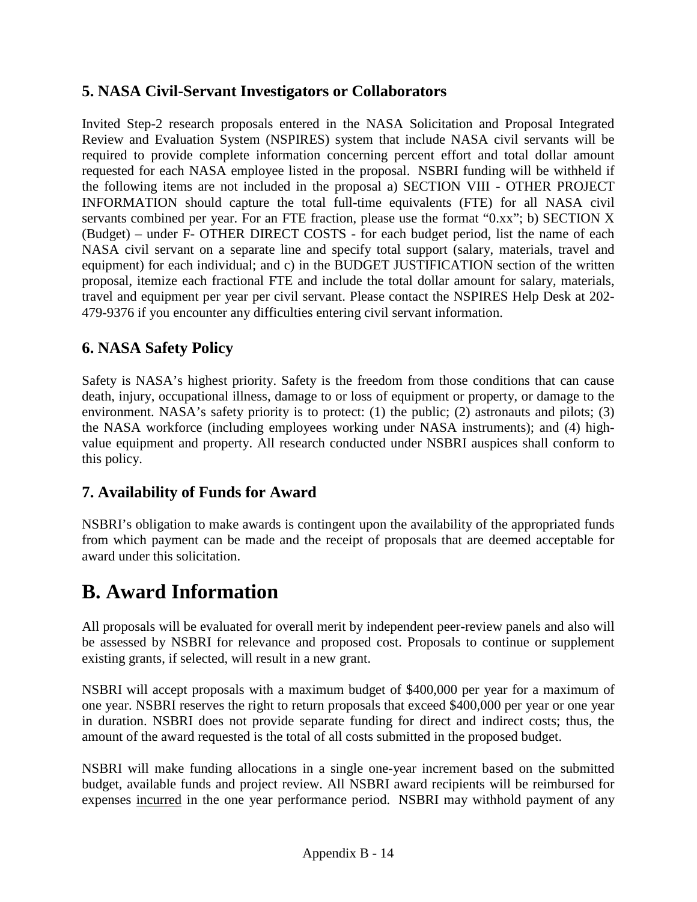### 5. NASA Civil-Servant Investigators or Collaborators

Invited Step-2 research proposals entered in the NASA Solicitation and Proposal Integrated Review and Evaluation System (NSPIRES) system that include NASA civil servants will be required to provide complete information concerning percent effort and total dollar amount requested for each NASA employee listed in the proposal. NSBRI funding will be withheld if the following items are not included in the proposal a) SECTION VIII - OTHER PROJECT INFORMATION should capture the total full-time equivalents (FTE) for all NASA civil servants combined per year. For an FTE fraction, please use the format "0.xx"; b) SECTION X (Budget) – under F- OTHER DIRECT COSTS - for each budget period, list the name of each NASA civil servant on a separate line and specify total support (salary, materials, travel and equipment) for each individual; and c) in the BUDGET JUSTIFICATION section of the written proposal, itemize each fractional FTE and include the total dollar amount for salary, materials, travel and equipment per year per civil servant. Please contact the NSPIRES Help Desk at 202-479-9376 if you encounter any difficulties entering civil servant information.

### 6. NASA Safety Policy

Safety is NASA's highest priority. Safety is the freedom from those conditions that can cause death, injury, occupational illness, damage to or loss of equipment or property, or damage to the environment. NASA's safety priority is to protect: (1) the public; (2) astronauts and pilots; (3) the NASA workforce (including employees working under NASA instruments); and (4) high-value equipment and property. All research conducted under NSBRI auspices shall conform to this policy.

### 7. Availability of Funds for Award

NSBRI's obligation to make awards is contingent upon the availability of the appropriated funds from which payment can be made and the receipt of proposals that are deemed acceptable for award under this solicitation.

# B. Award Information

All proposals will be evaluated for overall merit by independent peer-review panels and also will be assessed by NSBRI for relevance and proposed cost. Proposals to continue or supplement existing grants, if selected, will result in a new grant.

NSBRI will accept proposals with a maximum budget of $400,000 per year for a maximum of one year. NSBRI reserves the right to return proposals that exceed $400,000 per year or one year in duration. NSBRI does not provide separate funding for direct and indirect costs; thus, the amount of the award requested is the total of all costs submitted in the proposed budget.

NSBRI will make funding allocations in a single one-year increment based on the submitted budget, available funds and project review. All NSBRI award recipients will be reimbursed for expenses <u>incurred</u> in the one year performance period. NSBRI may withhold payment of any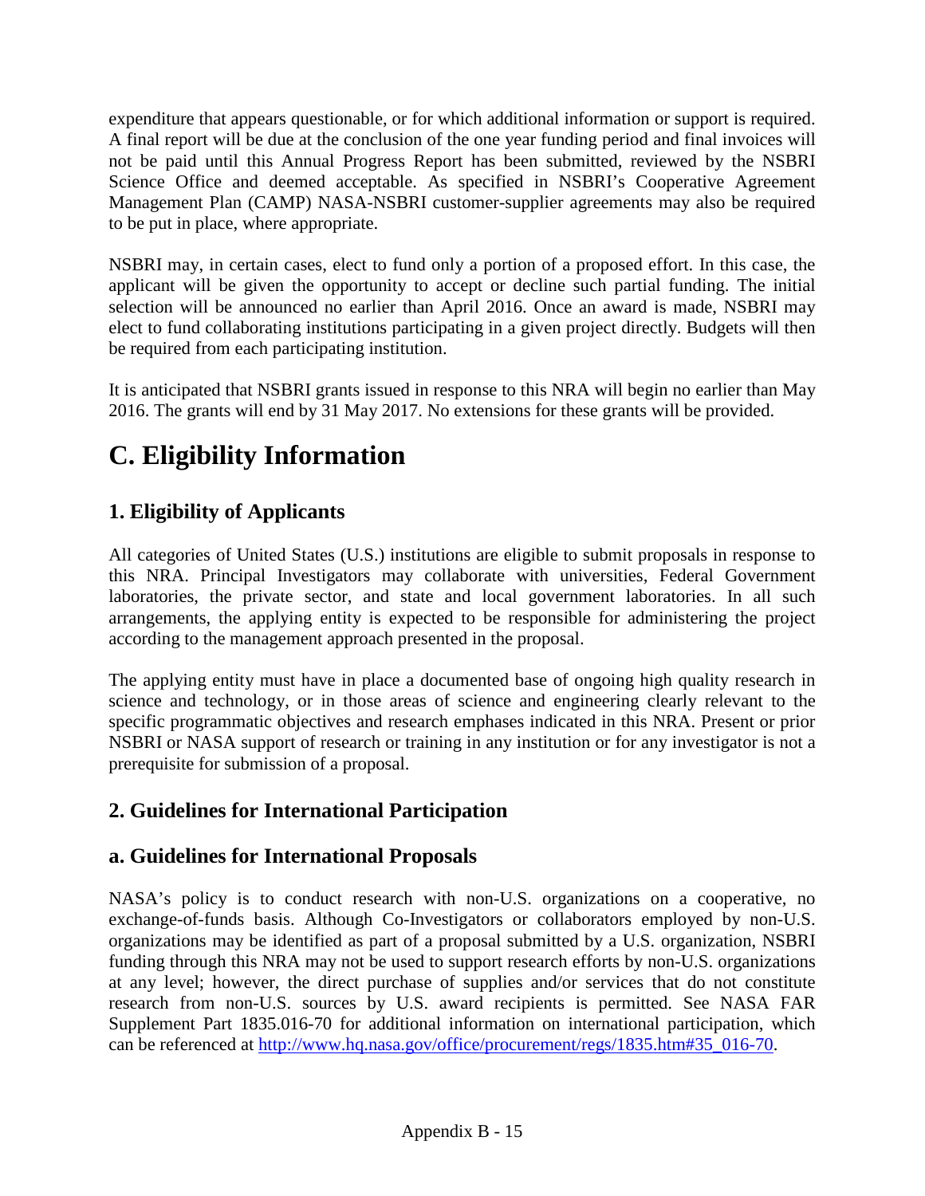expenditure that appears questionable, or for which additional information or support is required. A final report will be due at the conclusion of the one year funding period and final invoices will not be paid until this Annual Progress Report has been submitted, reviewed by the NSBRI Science Office and deemed acceptable. As specified in NSBRI's Cooperative Agreement Management Plan (CAMP) NASA-NSBRI customer-supplier agreements may also be required to be put in place, where appropriate.

NSBRI may, in certain cases, elect to fund only a portion of a proposed effort. In this case, the applicant will be given the opportunity to accept or decline such partial funding. The initial selection will be announced no earlier than April 2016. Once an award is made, NSBRI may elect to fund collaborating institutions participating in a given project directly. Budgets will then be required from each participating institution.

It is anticipated that NSBRI grants issued in response to this NRA will begin no earlier than May 2016. The grants will end by 31 May 2017. No extensions for these grants will be provided.

# C. Eligibility Information

## 1. Eligibility of Applicants

All categories of United States (U.S.) institutions are eligible to submit proposals in response to this NRA. Principal Investigators may collaborate with universities, Federal Government laboratories, the private sector, and state and local government laboratories. In all such arrangements, the applying entity is expected to be responsible for administering the project according to the management approach presented in the proposal.

The applying entity must have in place a documented base of ongoing high quality research in science and technology, or in those areas of science and engineering clearly relevant to the specific programmatic objectives and research emphases indicated in this NRA. Present or prior NSBRI or NASA support of research or training in any institution or for any investigator is not a prerequisite for submission of a proposal.

## 2. Guidelines for International Participation

### a. Guidelines for International Proposals

NASA's policy is to conduct research with non-U.S. organizations on a cooperative, no exchange-of-funds basis. Although Co-Investigators or collaborators employed by non-U.S. organizations may be identified as part of a proposal submitted by a U.S. organization, NSBRI funding through this NRA may not be used to support research efforts by non-U.S. organizations at any level; however, the direct purchase of supplies and/or services that do not constitute research from non-U.S. sources by U.S. award recipients is permitted. See NASA FAR Supplement Part 1835.016-70 for additional information on international participation, which can be referenced at http://www.hq.nasa.gov/office/procurement/regs/1835.htm#35_016-70.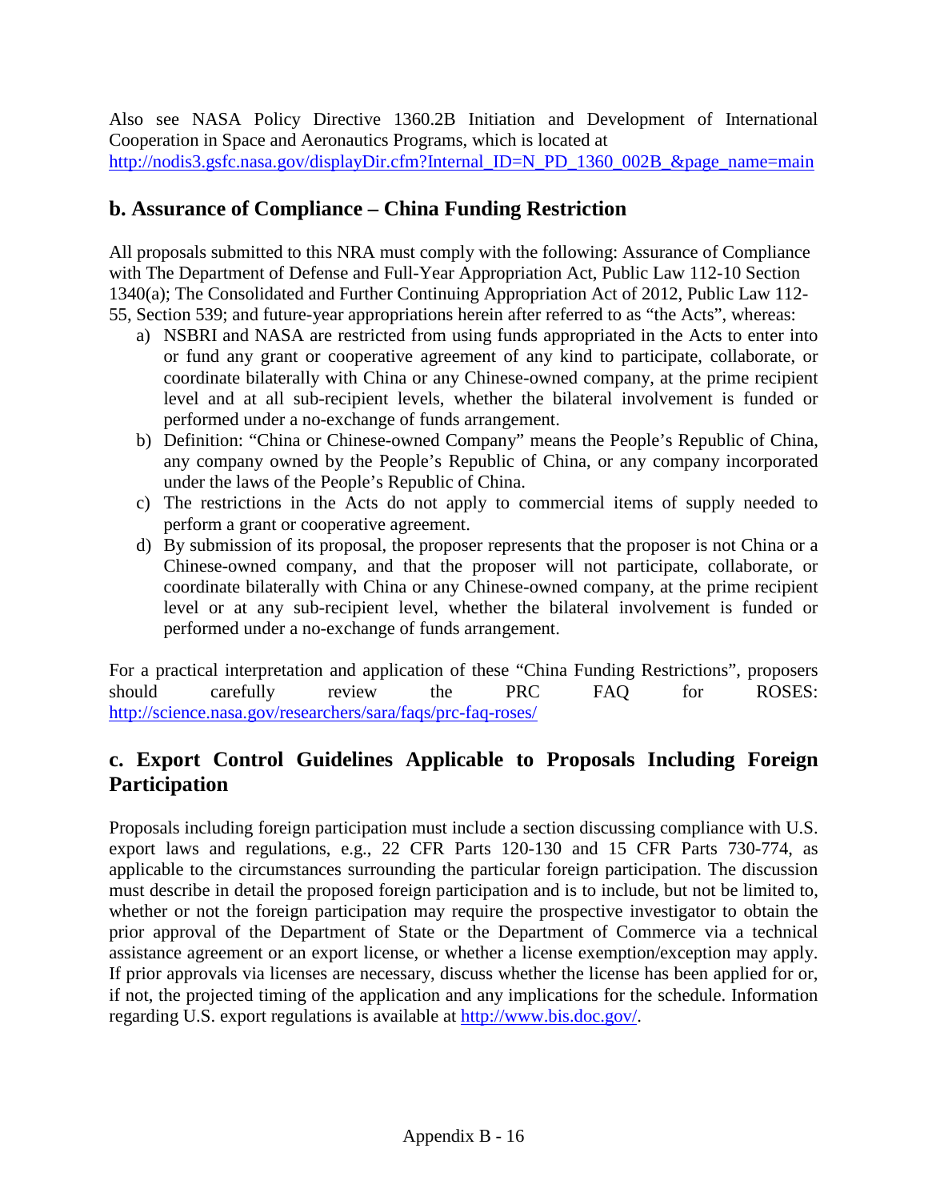Also see NASA Policy Directive 1360.2B Initiation and Development of International Cooperation in Space and Aeronautics Programs, which is located at http://nodis3.gsfc.nasa.gov/displayDir.cfm?Internal_ID=N_PD_1360_002B_&page_name=main

## b. Assurance of Compliance – China Funding Restriction

All proposals submitted to this NRA must comply with the following: Assurance of Compliance with The Department of Defense and Full-Year Appropriation Act, Public Law 112-10 Section 1340(a); The Consolidated and Further Continuing Appropriation Act of 2012, Public Law 112-55, Section 539; and future-year appropriations herein after referred to as "the Acts", whereas:

a) NSBRI and NASA are restricted from using funds appropriated in the Acts to enter into or fund any grant or cooperative agreement of any kind to participate, collaborate, or coordinate bilaterally with China or any Chinese-owned company, at the prime recipient level and at all sub-recipient levels, whether the bilateral involvement is funded or performed under a no-exchange of funds arrangement.

b) Definition: "China or Chinese-owned Company" means the People's Republic of China, any company owned by the People's Republic of China, or any company incorporated under the laws of the People's Republic of China.

c) The restrictions in the Acts do not apply to commercial items of supply needed to perform a grant or cooperative agreement.

d) By submission of its proposal, the proposer represents that the proposer is not China or a Chinese-owned company, and that the proposer will not participate, collaborate, or coordinate bilaterally with China or any Chinese-owned company, at the prime recipient level or at any sub-recipient level, whether the bilateral involvement is funded or performed under a no-exchange of funds arrangement.

For a practical interpretation and application of these "China Funding Restrictions", proposers should carefully review the PRC FAQ for ROSES: http://science.nasa.gov/researchers/sara/faqs/prc-faq-roses/

## c. Export Control Guidelines Applicable to Proposals Including Foreign Participation

Proposals including foreign participation must include a section discussing compliance with U.S. export laws and regulations, e.g., 22 CFR Parts 120-130 and 15 CFR Parts 730-774, as applicable to the circumstances surrounding the particular foreign participation. The discussion must describe in detail the proposed foreign participation and is to include, but not be limited to, whether or not the foreign participation may require the prospective investigator to obtain the prior approval of the Department of State or the Department of Commerce via a technical assistance agreement or an export license, or whether a license exemption/exception may apply. If prior approvals via licenses are necessary, discuss whether the license has been applied for or, if not, the projected timing of the application and any implications for the schedule. Information regarding U.S. export regulations is available at http://www.bis.doc.gov/.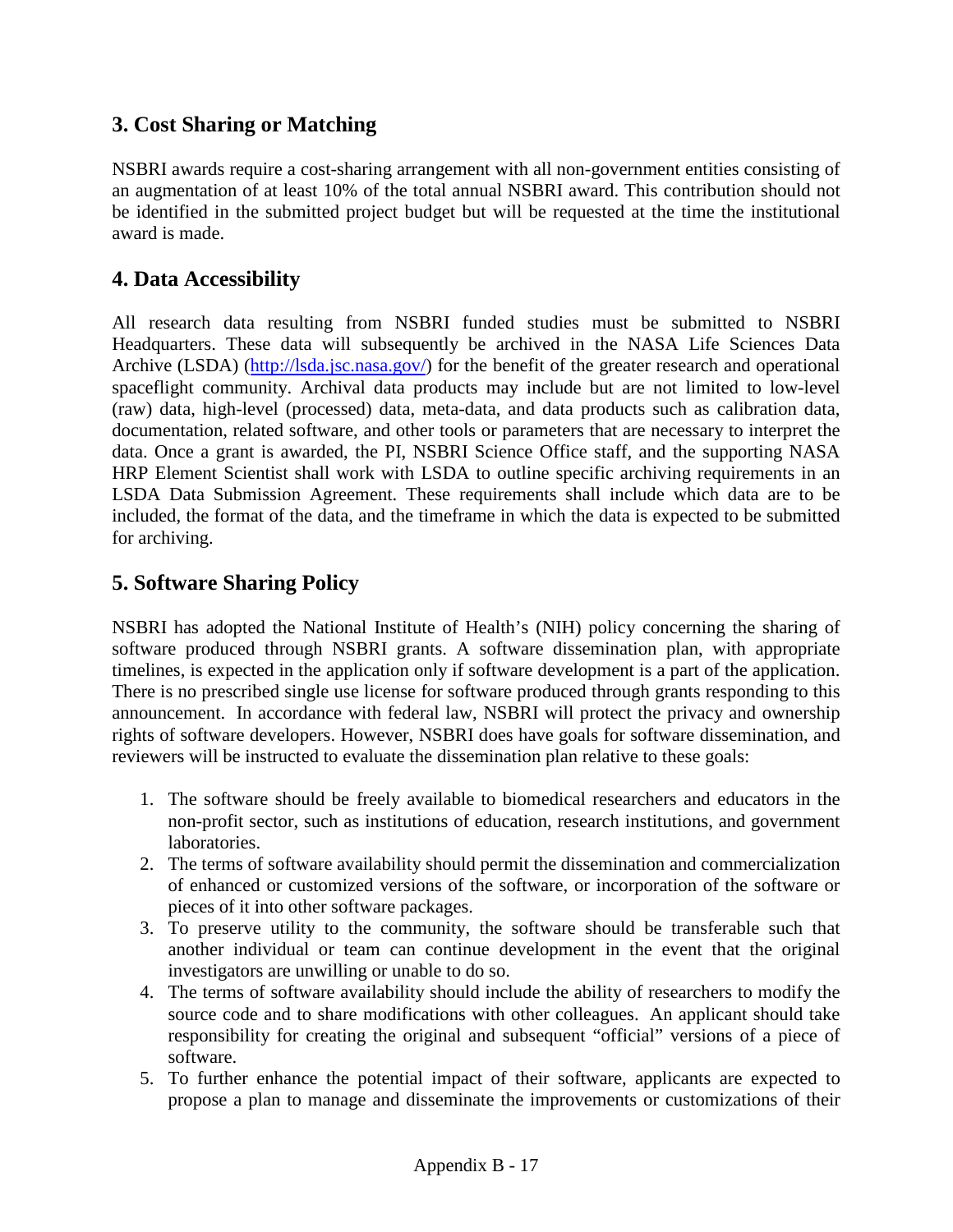## 3. Cost Sharing or Matching

NSBRI awards require a cost-sharing arrangement with all non-government entities consisting of an augmentation of at least 10% of the total annual NSBRI award. This contribution should not be identified in the submitted project budget but will be requested at the time the institutional award is made.

## 4. Data Accessibility

All research data resulting from NSBRI funded studies must be submitted to NSBRI Headquarters. These data will subsequently be archived in the NASA Life Sciences Data Archive (LSDA) (http://lsda.jsc.nasa.gov/) for the benefit of the greater research and operational spaceflight community. Archival data products may include but are not limited to low-level (raw) data, high-level (processed) data, meta-data, and data products such as calibration data, documentation, related software, and other tools or parameters that are necessary to interpret the data. Once a grant is awarded, the PI, NSBRI Science Office staff, and the supporting NASA HRP Element Scientist shall work with LSDA to outline specific archiving requirements in an LSDA Data Submission Agreement. These requirements shall include which data are to be included, the format of the data, and the timeframe in which the data is expected to be submitted for archiving.

## 5. Software Sharing Policy

NSBRI has adopted the National Institute of Health's (NIH) policy concerning the sharing of software produced through NSBRI grants. A software dissemination plan, with appropriate timelines, is expected in the application only if software development is a part of the application. There is no prescribed single use license for software produced through grants responding to this announcement. In accordance with federal law, NSBRI will protect the privacy and ownership rights of software developers. However, NSBRI does have goals for software dissemination, and reviewers will be instructed to evaluate the dissemination plan relative to these goals:

1. The software should be freely available to biomedical researchers and educators in the non-profit sector, such as institutions of education, research institutions, and government laboratories.
2. The terms of software availability should permit the dissemination and commercialization of enhanced or customized versions of the software, or incorporation of the software or pieces of it into other software packages.
3. To preserve utility to the community, the software should be transferable such that another individual or team can continue development in the event that the original investigators are unwilling or unable to do so.
4. The terms of software availability should include the ability of researchers to modify the source code and to share modifications with other colleagues. An applicant should take responsibility for creating the original and subsequent "official" versions of a piece of software.
5. To further enhance the potential impact of their software, applicants are expected to propose a plan to manage and disseminate the improvements or customizations of their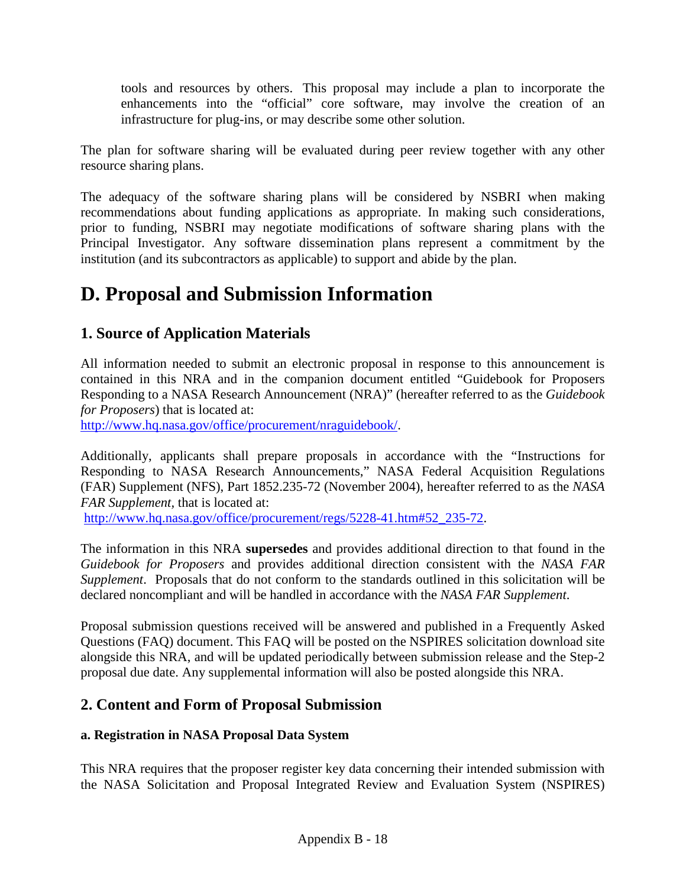tools and resources by others. This proposal may include a plan to incorporate the enhancements into the "official" core software, may involve the creation of an infrastructure for plug-ins, or may describe some other solution.

The plan for software sharing will be evaluated during peer review together with any other resource sharing plans.

The adequacy of the software sharing plans will be considered by NSBRI when making recommendations about funding applications as appropriate. In making such considerations, prior to funding, NSBRI may negotiate modifications of software sharing plans with the Principal Investigator. Any software dissemination plans represent a commitment by the institution (and its subcontractors as applicable) to support and abide by the plan.

# D. Proposal and Submission Information

## 1. Source of Application Materials

All information needed to submit an electronic proposal in response to this announcement is contained in this NRA and in the companion document entitled "Guidebook for Proposers Responding to a NASA Research Announcement (NRA)" (hereafter referred to as the *Guidebook for Proposers*) that is located at:
http://www.hq.nasa.gov/office/procurement/nraguidebook/.

Additionally, applicants shall prepare proposals in accordance with the "Instructions for Responding to NASA Research Announcements," NASA Federal Acquisition Regulations (FAR) Supplement (NFS), Part 1852.235-72 (November 2004), hereafter referred to as the *NASA FAR Supplement*, that is located at:
http://www.hq.nasa.gov/office/procurement/regs/5228-41.htm#52_235-72.

The information in this NRA **supersedes** and provides additional direction to that found in the *Guidebook for Proposers* and provides additional direction consistent with the *NASA FAR Supplement*. Proposals that do not conform to the standards outlined in this solicitation will be declared noncompliant and will be handled in accordance with the *NASA FAR Supplement*.

Proposal submission questions received will be answered and published in a Frequently Asked Questions (FAQ) document. This FAQ will be posted on the NSPIRES solicitation download site alongside this NRA, and will be updated periodically between submission release and the Step-2 proposal due date. Any supplemental information will also be posted alongside this NRA.

## 2. Content and Form of Proposal Submission

### a. Registration in NASA Proposal Data System

This NRA requires that the proposer register key data concerning their intended submission with the NASA Solicitation and Proposal Integrated Review and Evaluation System (NSPIRES)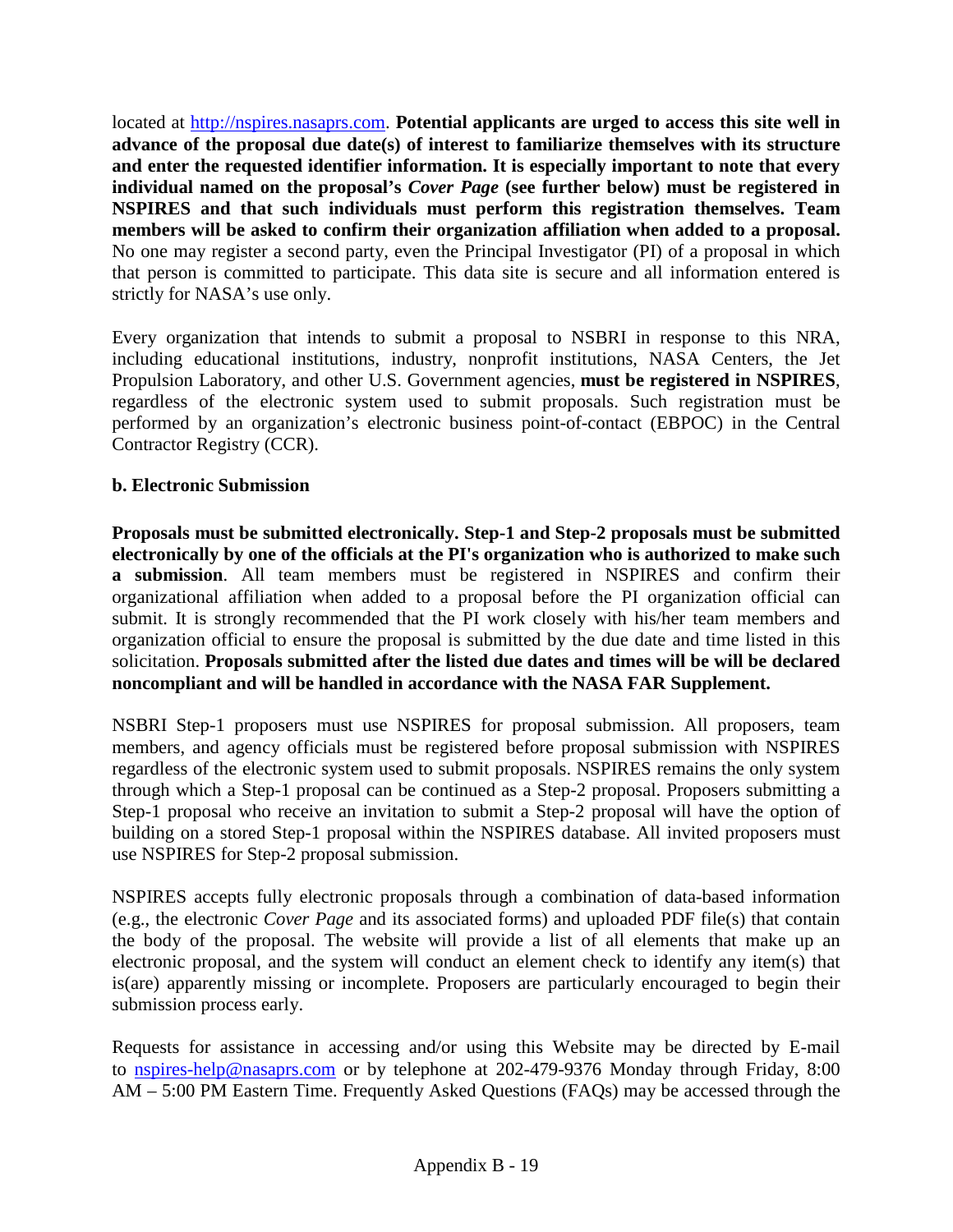located at [http://nspires.nasaprs.com](http://nspires.nasaprs.com). **Potential applicants are urged to access this site well in advance of the proposal due date(s) of interest to familiarize themselves with its structure and enter the requested identifier information. It is especially important to note that every individual named on the proposal's *Cover Page* (see further below) must be registered in NSPIRES and that such individuals must perform this registration themselves. Team members will be asked to confirm their organization affiliation when added to a proposal.** No one may register a second party, even the Principal Investigator (PI) of a proposal in which that person is committed to participate. This data site is secure and all information entered is strictly for NASA's use only.

Every organization that intends to submit a proposal to NSBRI in response to this NRA, including educational institutions, industry, nonprofit institutions, NASA Centers, the Jet Propulsion Laboratory, and other U.S. Government agencies, **must be registered in NSPIRES**, regardless of the electronic system used to submit proposals. Such registration must be performed by an organization's electronic business point-of-contact (EBPOC) in the Central Contractor Registry (CCR).

**b. Electronic Submission**

**Proposals must be submitted electronically. Step-1 and Step-2 proposals must be submitted electronically by one of the officials at the PI's organization who is authorized to make such a submission**. All team members must be registered in NSPIRES and confirm their organizational affiliation when added to a proposal before the PI organization official can submit. It is strongly recommended that the PI work closely with his/her team members and organization official to ensure the proposal is submitted by the due date and time listed in this solicitation. **Proposals submitted after the listed due dates and times will be will be declared noncompliant and will be handled in accordance with the NASA FAR Supplement.**

NSBRI Step-1 proposers must use NSPIRES for proposal submission. All proposers, team members, and agency officials must be registered before proposal submission with NSPIRES regardless of the electronic system used to submit proposals. NSPIRES remains the only system through which a Step-1 proposal can be continued as a Step-2 proposal. Proposers submitting a Step-1 proposal who receive an invitation to submit a Step-2 proposal will have the option of building on a stored Step-1 proposal within the NSPIRES database. All invited proposers must use NSPIRES for Step-2 proposal submission.

NSPIRES accepts fully electronic proposals through a combination of data-based information (e.g., the electronic *Cover Page* and its associated forms) and uploaded PDF file(s) that contain the body of the proposal. The website will provide a list of all elements that make up an electronic proposal, and the system will conduct an element check to identify any item(s) that is(are) apparently missing or incomplete. Proposers are particularly encouraged to begin their submission process early.

Requests for assistance in accessing and/or using this Website may be directed by E-mail to [nspires-help@nasaprs.com](mailto:nspires-help@nasaprs.com) or by telephone at 202-479-9376 Monday through Friday, 8:00 AM – 5:00 PM Eastern Time. Frequently Asked Questions (FAQs) may be accessed through the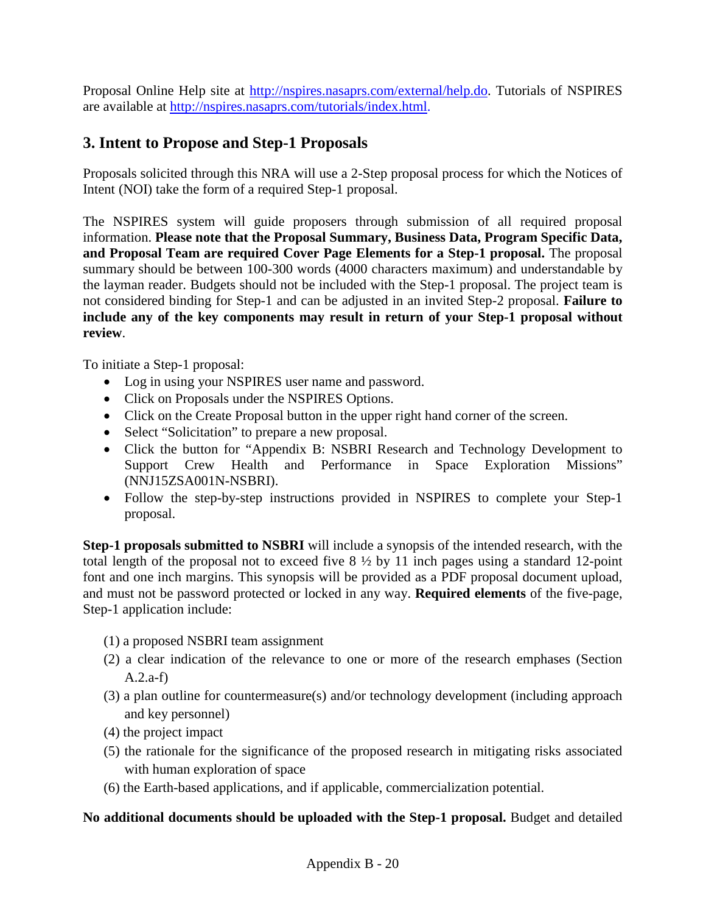Proposal Online Help site at http://nspires.nasaprs.com/external/help.do. Tutorials of NSPIRES are available at http://nspires.nasaprs.com/tutorials/index.html.

## 3. Intent to Propose and Step-1 Proposals

Proposals solicited through this NRA will use a 2-Step proposal process for which the Notices of Intent (NOI) take the form of a required Step-1 proposal.

The NSPIRES system will guide proposers through submission of all required proposal information. **Please note that the Proposal Summary, Business Data, Program Specific Data, and Proposal Team are required Cover Page Elements for a Step-1 proposal.** The proposal summary should be between 100-300 words (4000 characters maximum) and understandable by the layman reader. Budgets should not be included with the Step-1 proposal. The project team is not considered binding for Step-1 and can be adjusted in an invited Step-2 proposal. **Failure to include any of the key components may result in return of your Step-1 proposal without review**.

To initiate a Step-1 proposal:

- Log in using your NSPIRES user name and password.
- Click on Proposals under the NSPIRES Options.
- Click on the Create Proposal button in the upper right hand corner of the screen.
- Select "Solicitation" to prepare a new proposal.
- Click the button for "Appendix B: NSBRI Research and Technology Development to Support Crew Health and Performance in Space Exploration Missions" (NNJ15ZSA001N-NSBRI).
- Follow the step-by-step instructions provided in NSPIRES to complete your Step-1 proposal.

**Step-1 proposals submitted to NSBRI** will include a synopsis of the intended research, with the total length of the proposal not to exceed five 8 ½ by 11 inch pages using a standard 12-point font and one inch margins. This synopsis will be provided as a PDF proposal document upload, and must not be password protected or locked in any way. **Required elements** of the five-page, Step-1 application include:

(1) a proposed NSBRI team assignment
(2) a clear indication of the relevance to one or more of the research emphases (Section A.2.a-f)
(3) a plan outline for countermeasure(s) and/or technology development (including approach and key personnel)
(4) the project impact
(5) the rationale for the significance of the proposed research in mitigating risks associated with human exploration of space
(6) the Earth-based applications, and if applicable, commercialization potential.

**No additional documents should be uploaded with the Step-1 proposal.** Budget and detailed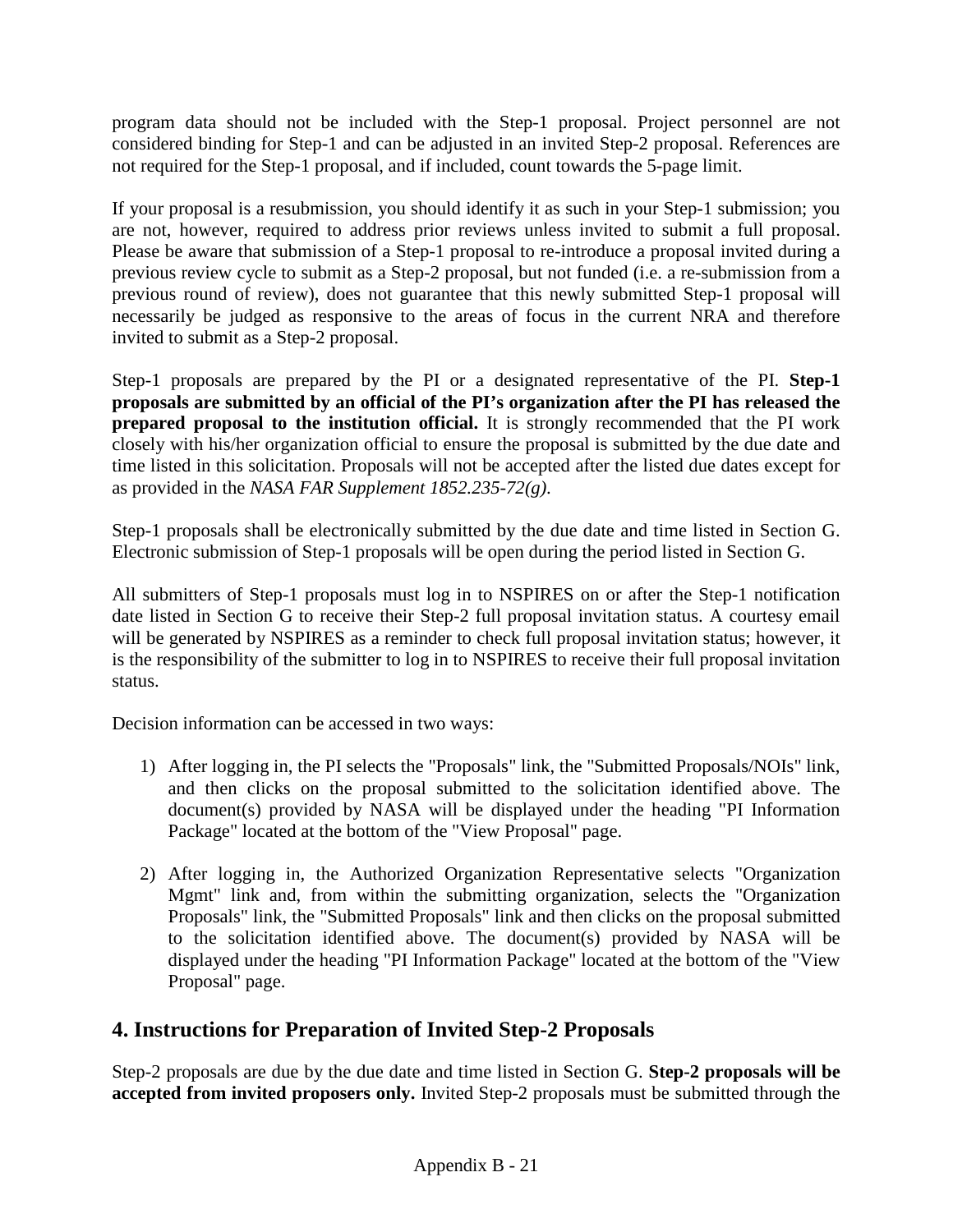program data should not be included with the Step-1 proposal. Project personnel are not considered binding for Step-1 and can be adjusted in an invited Step-2 proposal. References are not required for the Step-1 proposal, and if included, count towards the 5-page limit.

If your proposal is a resubmission, you should identify it as such in your Step-1 submission; you are not, however, required to address prior reviews unless invited to submit a full proposal. Please be aware that submission of a Step-1 proposal to re-introduce a proposal invited during a previous review cycle to submit as a Step-2 proposal, but not funded (i.e. a re-submission from a previous round of review), does not guarantee that this newly submitted Step-1 proposal will necessarily be judged as responsive to the areas of focus in the current NRA and therefore invited to submit as a Step-2 proposal.

Step-1 proposals are prepared by the PI or a designated representative of the PI. **Step-1 proposals are submitted by an official of the PI's organization after the PI has released the prepared proposal to the institution official.** It is strongly recommended that the PI work closely with his/her organization official to ensure the proposal is submitted by the due date and time listed in this solicitation. Proposals will not be accepted after the listed due dates except for as provided in the *NASA FAR Supplement 1852.235-72(g)*.

Step-1 proposals shall be electronically submitted by the due date and time listed in Section G. Electronic submission of Step-1 proposals will be open during the period listed in Section G.

All submitters of Step-1 proposals must log in to NSPIRES on or after the Step-1 notification date listed in Section G to receive their Step-2 full proposal invitation status. A courtesy email will be generated by NSPIRES as a reminder to check full proposal invitation status; however, it is the responsibility of the submitter to log in to NSPIRES to receive their full proposal invitation status.

Decision information can be accessed in two ways:

1) After logging in, the PI selects the "Proposals" link, the "Submitted Proposals/NOIs" link, and then clicks on the proposal submitted to the solicitation identified above. The document(s) provided by NASA will be displayed under the heading "PI Information Package" located at the bottom of the "View Proposal" page.

2) After logging in, the Authorized Organization Representative selects "Organization Mgmt" link and, from within the submitting organization, selects the "Organization Proposals" link, the "Submitted Proposals" link and then clicks on the proposal submitted to the solicitation identified above. The document(s) provided by NASA will be displayed under the heading "PI Information Package" located at the bottom of the "View Proposal" page.

## 4. Instructions for Preparation of Invited Step-2 Proposals

Step-2 proposals are due by the due date and time listed in Section G. **Step-2 proposals will be accepted from invited proposers only.** Invited Step-2 proposals must be submitted through the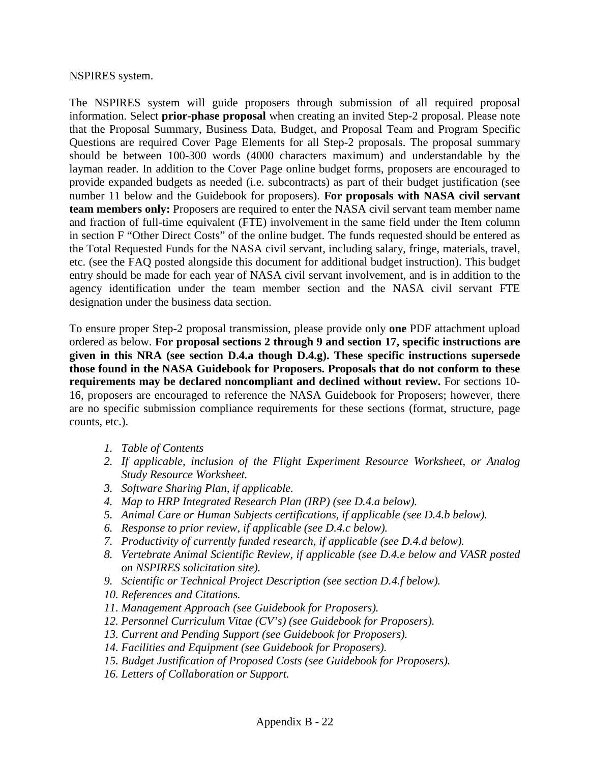NSPIRES system.

The NSPIRES system will guide proposers through submission of all required proposal information. Select **prior-phase proposal** when creating an invited Step-2 proposal. Please note that the Proposal Summary, Business Data, Budget, and Proposal Team and Program Specific Questions are required Cover Page Elements for all Step-2 proposals. The proposal summary should be between 100-300 words (4000 characters maximum) and understandable by the layman reader. In addition to the Cover Page online budget forms, proposers are encouraged to provide expanded budgets as needed (i.e. subcontracts) as part of their budget justification (see number 11 below and the Guidebook for proposers). **For proposals with NASA civil servant team members only:** Proposers are required to enter the NASA civil servant team member name and fraction of full-time equivalent (FTE) involvement in the same field under the Item column in section F "Other Direct Costs" of the online budget. The funds requested should be entered as the Total Requested Funds for the NASA civil servant, including salary, fringe, materials, travel, etc. (see the FAQ posted alongside this document for additional budget instruction). This budget entry should be made for each year of NASA civil servant involvement, and is in addition to the agency identification under the team member section and the NASA civil servant FTE designation under the business data section.

To ensure proper Step-2 proposal transmission, please provide only **one** PDF attachment upload ordered as below. **For proposal sections 2 through 9 and section 17, specific instructions are given in this NRA (see section D.4.a though D.4.g). These specific instructions supersede those found in the NASA Guidebook for Proposers. Proposals that do not conform to these requirements may be declared noncompliant and declined without review.** For sections 10-16, proposers are encouraged to reference the NASA Guidebook for Proposers; however, there are no specific submission compliance requirements for these sections (format, structure, page counts, etc.).

1. *Table of Contents*
2. *If applicable, inclusion of the Flight Experiment Resource Worksheet, or Analog Study Resource Worksheet.*
3. *Software Sharing Plan, if applicable.*
4. *Map to HRP Integrated Research Plan (IRP) (see D.4.a below).*
5. *Animal Care or Human Subjects certifications, if applicable (see D.4.b below).*
6. *Response to prior review, if applicable (see D.4.c below).*
7. *Productivity of currently funded research, if applicable (see D.4.d below).*
8. *Vertebrate Animal Scientific Review, if applicable (see D.4.e below and VASR posted on NSPIRES solicitation site).*
9. *Scientific or Technical Project Description (see section D.4.f below).*
10. *References and Citations.*
11. *Management Approach (see Guidebook for Proposers).*
12. *Personnel Curriculum Vitae (CV's) (see Guidebook for Proposers).*
13. *Current and Pending Support (see Guidebook for Proposers).*
14. *Facilities and Equipment (see Guidebook for Proposers).*
15. *Budget Justification of Proposed Costs (see Guidebook for Proposers).*
16. *Letters of Collaboration or Support.*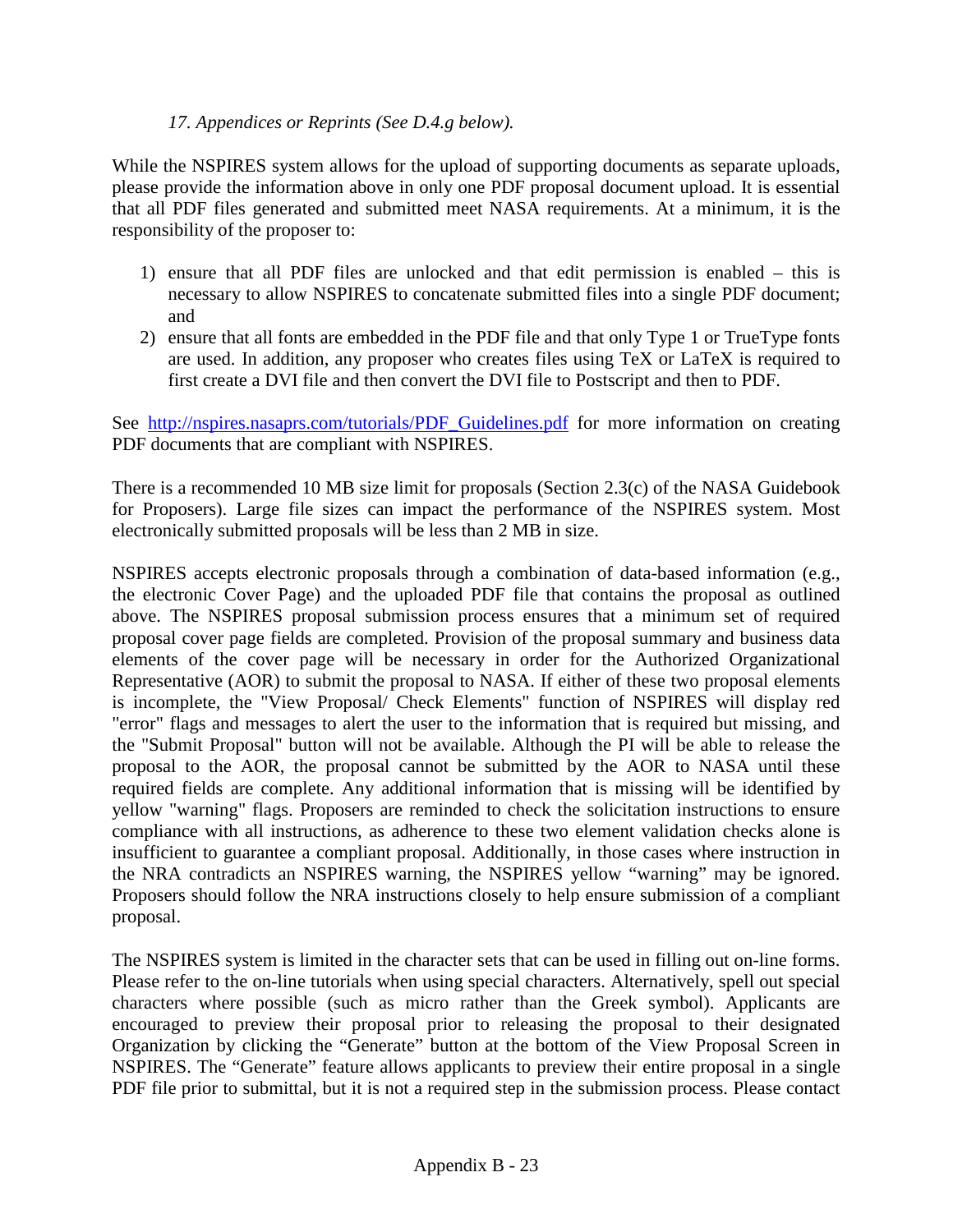*17. Appendices or Reprints (See D.4.g below).*

While the NSPIRES system allows for the upload of supporting documents as separate uploads, please provide the information above in only one PDF proposal document upload. It is essential that all PDF files generated and submitted meet NASA requirements. At a minimum, it is the responsibility of the proposer to:

1) ensure that all PDF files are unlocked and that edit permission is enabled – this is necessary to allow NSPIRES to concatenate submitted files into a single PDF document; and
2) ensure that all fonts are embedded in the PDF file and that only Type 1 or TrueType fonts are used. In addition, any proposer who creates files using TeX or LaTeX is required to first create a DVI file and then convert the DVI file to Postscript and then to PDF.

See http://nspires.nasaprs.com/tutorials/PDF_Guidelines.pdf for more information on creating PDF documents that are compliant with NSPIRES.

There is a recommended 10 MB size limit for proposals (Section 2.3(c) of the NASA Guidebook for Proposers). Large file sizes can impact the performance of the NSPIRES system. Most electronically submitted proposals will be less than 2 MB in size.

NSPIRES accepts electronic proposals through a combination of data-based information (e.g., the electronic Cover Page) and the uploaded PDF file that contains the proposal as outlined above. The NSPIRES proposal submission process ensures that a minimum set of required proposal cover page fields are completed. Provision of the proposal summary and business data elements of the cover page will be necessary in order for the Authorized Organizational Representative (AOR) to submit the proposal to NASA. If either of these two proposal elements is incomplete, the "View Proposal/ Check Elements" function of NSPIRES will display red "error" flags and messages to alert the user to the information that is required but missing, and the "Submit Proposal" button will not be available. Although the PI will be able to release the proposal to the AOR, the proposal cannot be submitted by the AOR to NASA until these required fields are complete. Any additional information that is missing will be identified by yellow "warning" flags. Proposers are reminded to check the solicitation instructions to ensure compliance with all instructions, as adherence to these two element validation checks alone is insufficient to guarantee a compliant proposal. Additionally, in those cases where instruction in the NRA contradicts an NSPIRES warning, the NSPIRES yellow "warning" may be ignored. Proposers should follow the NRA instructions closely to help ensure submission of a compliant proposal.

The NSPIRES system is limited in the character sets that can be used in filling out on-line forms. Please refer to the on-line tutorials when using special characters. Alternatively, spell out special characters where possible (such as micro rather than the Greek symbol). Applicants are encouraged to preview their proposal prior to releasing the proposal to their designated Organization by clicking the "Generate" button at the bottom of the View Proposal Screen in NSPIRES. The "Generate" feature allows applicants to preview their entire proposal in a single PDF file prior to submittal, but it is not a required step in the submission process. Please contact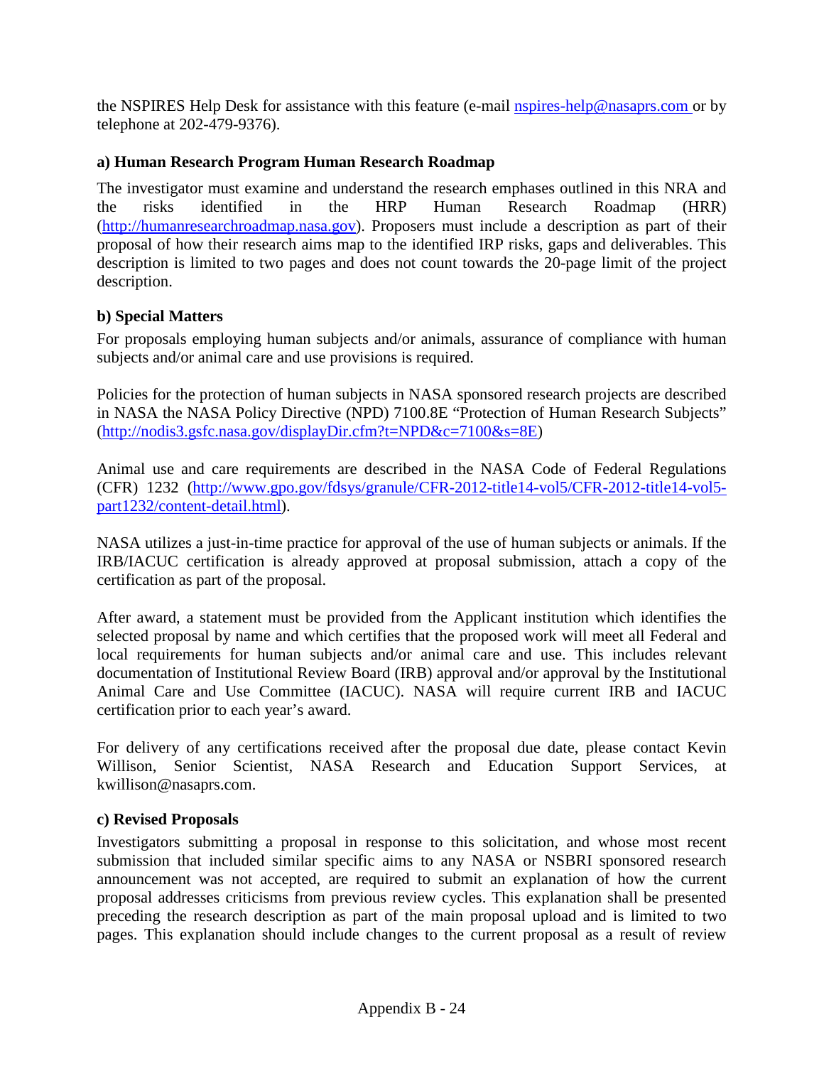the NSPIRES Help Desk for assistance with this feature (e-mail nspires-help@nasaprs.com or by telephone at 202-479-9376).

**a) Human Research Program Human Research Roadmap**

The investigator must examine and understand the research emphases outlined in this NRA and the risks identified in the HRP Human Research Roadmap (HRR) (http://humanresearchroadmap.nasa.gov). Proposers must include a description as part of their proposal of how their research aims map to the identified IRP risks, gaps and deliverables. This description is limited to two pages and does not count towards the 20-page limit of the project description.

**b) Special Matters**

For proposals employing human subjects and/or animals, assurance of compliance with human subjects and/or animal care and use provisions is required.

Policies for the protection of human subjects in NASA sponsored research projects are described in NASA the NASA Policy Directive (NPD) 7100.8E "Protection of Human Research Subjects" (http://nodis3.gsfc.nasa.gov/displayDir.cfm?t=NPD&c=7100&s=8E)

Animal use and care requirements are described in the NASA Code of Federal Regulations (CFR) 1232 (http://www.gpo.gov/fdsys/granule/CFR-2012-title14-vol5/CFR-2012-title14-vol5-part1232/content-detail.html).

NASA utilizes a just-in-time practice for approval of the use of human subjects or animals. If the IRB/IACUC certification is already approved at proposal submission, attach a copy of the certification as part of the proposal.

After award, a statement must be provided from the Applicant institution which identifies the selected proposal by name and which certifies that the proposed work will meet all Federal and local requirements for human subjects and/or animal care and use. This includes relevant documentation of Institutional Review Board (IRB) approval and/or approval by the Institutional Animal Care and Use Committee (IACUC). NASA will require current IRB and IACUC certification prior to each year's award.

For delivery of any certifications received after the proposal due date, please contact Kevin Willison, Senior Scientist, NASA Research and Education Support Services, at kwillison@nasaprs.com.

**c) Revised Proposals**

Investigators submitting a proposal in response to this solicitation, and whose most recent submission that included similar specific aims to any NASA or NSBRI sponsored research announcement was not accepted, are required to submit an explanation of how the current proposal addresses criticisms from previous review cycles. This explanation shall be presented preceding the research description as part of the main proposal upload and is limited to two pages. This explanation should include changes to the current proposal as a result of review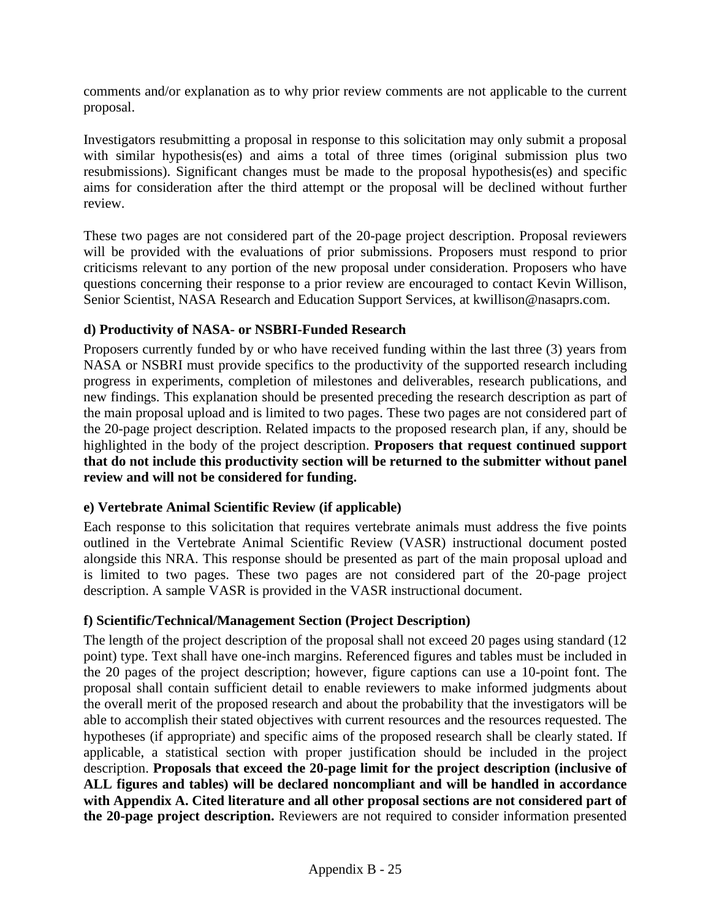comments and/or explanation as to why prior review comments are not applicable to the current proposal.

Investigators resubmitting a proposal in response to this solicitation may only submit a proposal with similar hypothesis(es) and aims a total of three times (original submission plus two resubmissions). Significant changes must be made to the proposal hypothesis(es) and specific aims for consideration after the third attempt or the proposal will be declined without further review.

These two pages are not considered part of the 20-page project description. Proposal reviewers will be provided with the evaluations of prior submissions. Proposers must respond to prior criticisms relevant to any portion of the new proposal under consideration. Proposers who have questions concerning their response to a prior review are encouraged to contact Kevin Willison, Senior Scientist, NASA Research and Education Support Services, at kwillison@nasaprs.com.

**d) Productivity of NASA- or NSBRI-Funded Research**

Proposers currently funded by or who have received funding within the last three (3) years from NASA or NSBRI must provide specifics to the productivity of the supported research including progress in experiments, completion of milestones and deliverables, research publications, and new findings. This explanation should be presented preceding the research description as part of the main proposal upload and is limited to two pages. These two pages are not considered part of the 20-page project description. Related impacts to the proposed research plan, if any, should be highlighted in the body of the project description. **Proposers that request continued support that do not include this productivity section will be returned to the submitter without panel review and will not be considered for funding.**

**e) Vertebrate Animal Scientific Review (if applicable)**

Each response to this solicitation that requires vertebrate animals must address the five points outlined in the Vertebrate Animal Scientific Review (VASR) instructional document posted alongside this NRA. This response should be presented as part of the main proposal upload and is limited to two pages. These two pages are not considered part of the 20-page project description. A sample VASR is provided in the VASR instructional document.

**f) Scientific/Technical/Management Section (Project Description)**

The length of the project description of the proposal shall not exceed 20 pages using standard (12 point) type. Text shall have one-inch margins. Referenced figures and tables must be included in the 20 pages of the project description; however, figure captions can use a 10-point font. The proposal shall contain sufficient detail to enable reviewers to make informed judgments about the overall merit of the proposed research and about the probability that the investigators will be able to accomplish their stated objectives with current resources and the resources requested. The hypotheses (if appropriate) and specific aims of the proposed research shall be clearly stated. If applicable, a statistical section with proper justification should be included in the project description. **Proposals that exceed the 20-page limit for the project description (inclusive of ALL figures and tables) will be declared noncompliant and will be handled in accordance with Appendix A. Cited literature and all other proposal sections are not considered part of the 20-page project description.** Reviewers are not required to consider information presented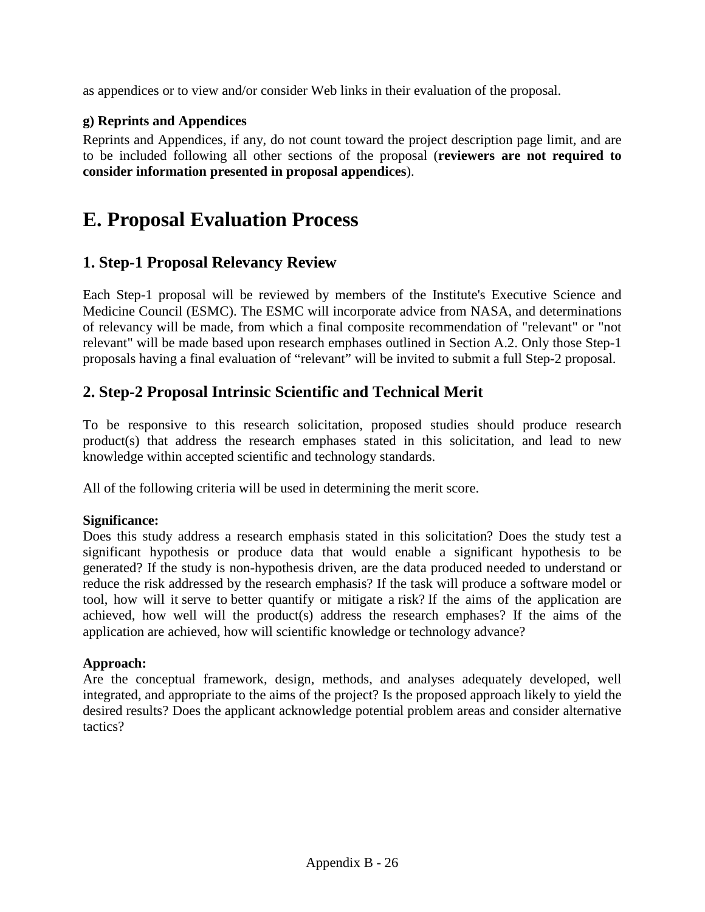as appendices or to view and/or consider Web links in their evaluation of the proposal.

**g) Reprints and Appendices**

Reprints and Appendices, if any, do not count toward the project description page limit, and are to be included following all other sections of the proposal (**reviewers are not required to consider information presented in proposal appendices**).

# E. Proposal Evaluation Process

## 1. Step-1 Proposal Relevancy Review

Each Step-1 proposal will be reviewed by members of the Institute's Executive Science and Medicine Council (ESMC). The ESMC will incorporate advice from NASA, and determinations of relevancy will be made, from which a final composite recommendation of "relevant" or "not relevant" will be made based upon research emphases outlined in Section A.2. Only those Step-1 proposals having a final evaluation of "relevant" will be invited to submit a full Step-2 proposal.

## 2. Step-2 Proposal Intrinsic Scientific and Technical Merit

To be responsive to this research solicitation, proposed studies should produce research product(s) that address the research emphases stated in this solicitation, and lead to new knowledge within accepted scientific and technology standards.

All of the following criteria will be used in determining the merit score.

**Significance:**
Does this study address a research emphasis stated in this solicitation? Does the study test a significant hypothesis or produce data that would enable a significant hypothesis to be generated? If the study is non-hypothesis driven, are the data produced needed to understand or reduce the risk addressed by the research emphasis? If the task will produce a software model or tool, how will it serve to better quantify or mitigate a risk? If the aims of the application are achieved, how well will the product(s) address the research emphases? If the aims of the application are achieved, how will scientific knowledge or technology advance?

**Approach:**
Are the conceptual framework, design, methods, and analyses adequately developed, well integrated, and appropriate to the aims of the project? Is the proposed approach likely to yield the desired results? Does the applicant acknowledge potential problem areas and consider alternative tactics?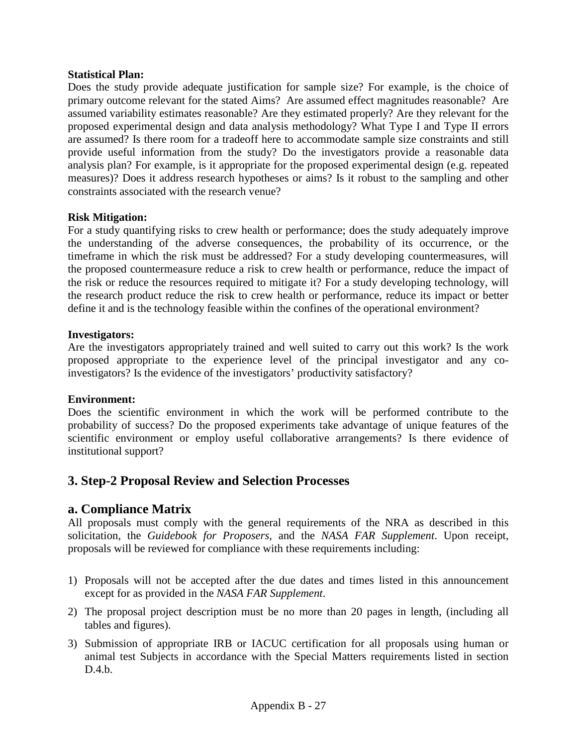**Statistical Plan:**
Does the study provide adequate justification for sample size? For example, is the choice of primary outcome relevant for the stated Aims? Are assumed effect magnitudes reasonable? Are assumed variability estimates reasonable? Are they estimated properly? Are they relevant for the proposed experimental design and data analysis methodology? What Type I and Type II errors are assumed? Is there room for a tradeoff here to accommodate sample size constraints and still provide useful information from the study? Do the investigators provide a reasonable data analysis plan? For example, is it appropriate for the proposed experimental design (e.g. repeated measures)? Does it address research hypotheses or aims? Is it robust to the sampling and other constraints associated with the research venue?

**Risk Mitigation:**
For a study quantifying risks to crew health or performance; does the study adequately improve the understanding of the adverse consequences, the probability of its occurrence, or the timeframe in which the risk must be addressed? For a study developing countermeasures, will the proposed countermeasure reduce a risk to crew health or performance, reduce the impact of the risk or reduce the resources required to mitigate it? For a study developing technology, will the research product reduce the risk to crew health or performance, reduce its impact or better define it and is the technology feasible within the confines of the operational environment?

**Investigators:**
Are the investigators appropriately trained and well suited to carry out this work? Is the work proposed appropriate to the experience level of the principal investigator and any co-investigators? Is the evidence of the investigators' productivity satisfactory?

**Environment:**
Does the scientific environment in which the work will be performed contribute to the probability of success? Do the proposed experiments take advantage of unique features of the scientific environment or employ useful collaborative arrangements? Is there evidence of institutional support?

## 3. Step-2 Proposal Review and Selection Processes

### a. Compliance Matrix

All proposals must comply with the general requirements of the NRA as described in this solicitation, the *Guidebook for Proposers*, and the *NASA FAR Supplement*. Upon receipt, proposals will be reviewed for compliance with these requirements including:

1) Proposals will not be accepted after the due dates and times listed in this announcement except for as provided in the *NASA FAR Supplement*.
2) The proposal project description must be no more than 20 pages in length, (including all tables and figures).
3) Submission of appropriate IRB or IACUC certification for all proposals using human or animal test Subjects in accordance with the Special Matters requirements listed in section D.4.b.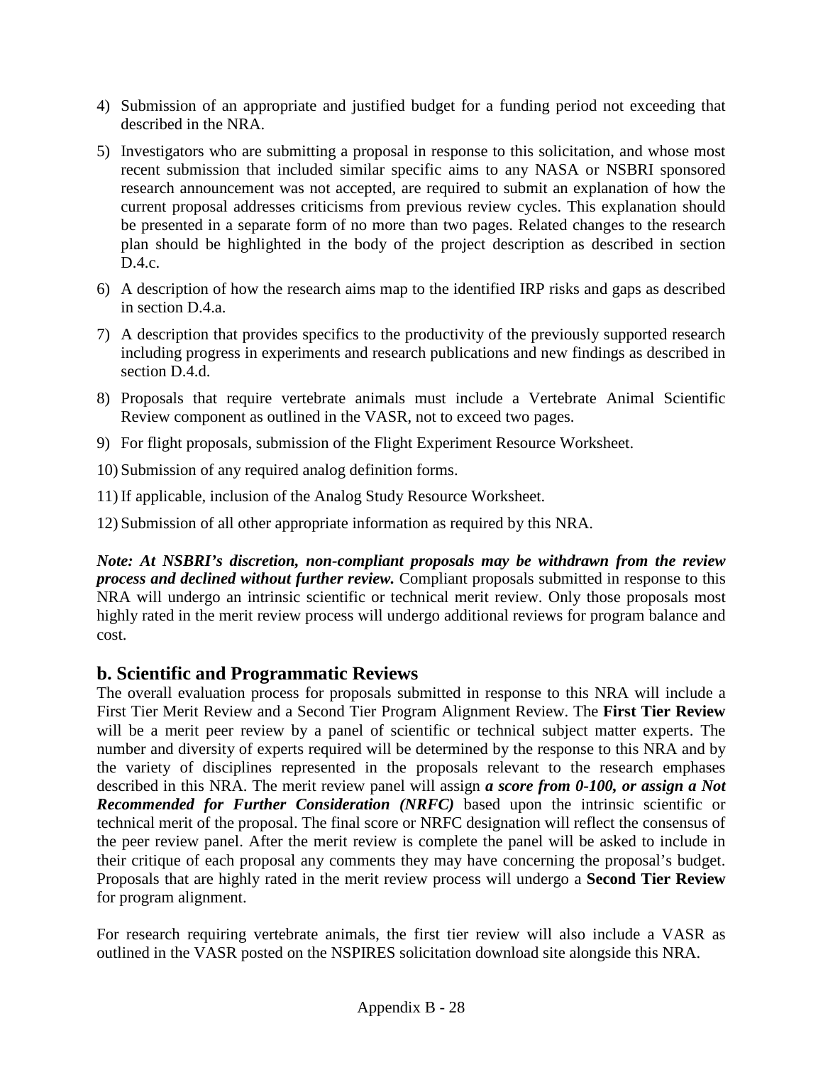4) Submission of an appropriate and justified budget for a funding period not exceeding that described in the NRA.
5) Investigators who are submitting a proposal in response to this solicitation, and whose most recent submission that included similar specific aims to any NASA or NSBRI sponsored research announcement was not accepted, are required to submit an explanation of how the current proposal addresses criticisms from previous review cycles. This explanation should be presented in a separate form of no more than two pages. Related changes to the research plan should be highlighted in the body of the project description as described in section D.4.c.
6) A description of how the research aims map to the identified IRP risks and gaps as described in section D.4.a.
7) A description that provides specifics to the productivity of the previously supported research including progress in experiments and research publications and new findings as described in section D.4.d.
8) Proposals that require vertebrate animals must include a Vertebrate Animal Scientific Review component as outlined in the VASR, not to exceed two pages.
9) For flight proposals, submission of the Flight Experiment Resource Worksheet.
10) Submission of any required analog definition forms.
11) If applicable, inclusion of the Analog Study Resource Worksheet.
12) Submission of all other appropriate information as required by this NRA.

***Note: At NSBRI's discretion, non-compliant proposals may be withdrawn from the review process and declined without further review.*** Compliant proposals submitted in response to this NRA will undergo an intrinsic scientific or technical merit review. Only those proposals most highly rated in the merit review process will undergo additional reviews for program balance and cost.

## b. Scientific and Programmatic Reviews

The overall evaluation process for proposals submitted in response to this NRA will include a First Tier Merit Review and a Second Tier Program Alignment Review. The **First Tier Review** will be a merit peer review by a panel of scientific or technical subject matter experts. The number and diversity of experts required will be determined by the response to this NRA and by the variety of disciplines represented in the proposals relevant to the research emphases described in this NRA. The merit review panel will assign ***a score from 0-100, or assign a Not Recommended for Further Consideration (NRFC)*** based upon the intrinsic scientific or technical merit of the proposal. The final score or NRFC designation will reflect the consensus of the peer review panel. After the merit review is complete the panel will be asked to include in their critique of each proposal any comments they may have concerning the proposal's budget. Proposals that are highly rated in the merit review process will undergo a **Second Tier Review** for program alignment.

For research requiring vertebrate animals, the first tier review will also include a VASR as outlined in the VASR posted on the NSPIRES solicitation download site alongside this NRA.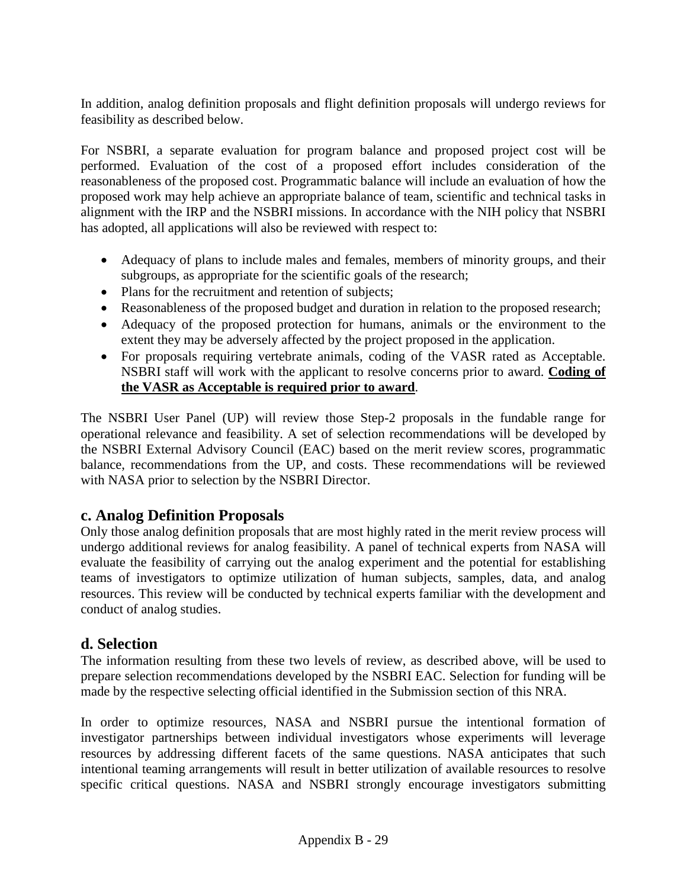In addition, analog definition proposals and flight definition proposals will undergo reviews for feasibility as described below.

For NSBRI, a separate evaluation for program balance and proposed project cost will be performed. Evaluation of the cost of a proposed effort includes consideration of the reasonableness of the proposed cost. Programmatic balance will include an evaluation of how the proposed work may help achieve an appropriate balance of team, scientific and technical tasks in alignment with the IRP and the NSBRI missions. In accordance with the NIH policy that NSBRI has adopted, all applications will also be reviewed with respect to:

- Adequacy of plans to include males and females, members of minority groups, and their subgroups, as appropriate for the scientific goals of the research;
- Plans for the recruitment and retention of subjects;
- Reasonableness of the proposed budget and duration in relation to the proposed research;
- Adequacy of the proposed protection for humans, animals or the environment to the extent they may be adversely affected by the project proposed in the application.
- For proposals requiring vertebrate animals, coding of the VASR rated as Acceptable. NSBRI staff will work with the applicant to resolve concerns prior to award. **Coding of the VASR as Acceptable is required prior to award**.

The NSBRI User Panel (UP) will review those Step-2 proposals in the fundable range for operational relevance and feasibility. A set of selection recommendations will be developed by the NSBRI External Advisory Council (EAC) based on the merit review scores, programmatic balance, recommendations from the UP, and costs. These recommendations will be reviewed with NASA prior to selection by the NSBRI Director.

## c. Analog Definition Proposals

Only those analog definition proposals that are most highly rated in the merit review process will undergo additional reviews for analog feasibility. A panel of technical experts from NASA will evaluate the feasibility of carrying out the analog experiment and the potential for establishing teams of investigators to optimize utilization of human subjects, samples, data, and analog resources. This review will be conducted by technical experts familiar with the development and conduct of analog studies.

## d. Selection

The information resulting from these two levels of review, as described above, will be used to prepare selection recommendations developed by the NSBRI EAC. Selection for funding will be made by the respective selecting official identified in the Submission section of this NRA.

In order to optimize resources, NASA and NSBRI pursue the intentional formation of investigator partnerships between individual investigators whose experiments will leverage resources by addressing different facets of the same questions. NASA anticipates that such intentional teaming arrangements will result in better utilization of available resources to resolve specific critical questions. NASA and NSBRI strongly encourage investigators submitting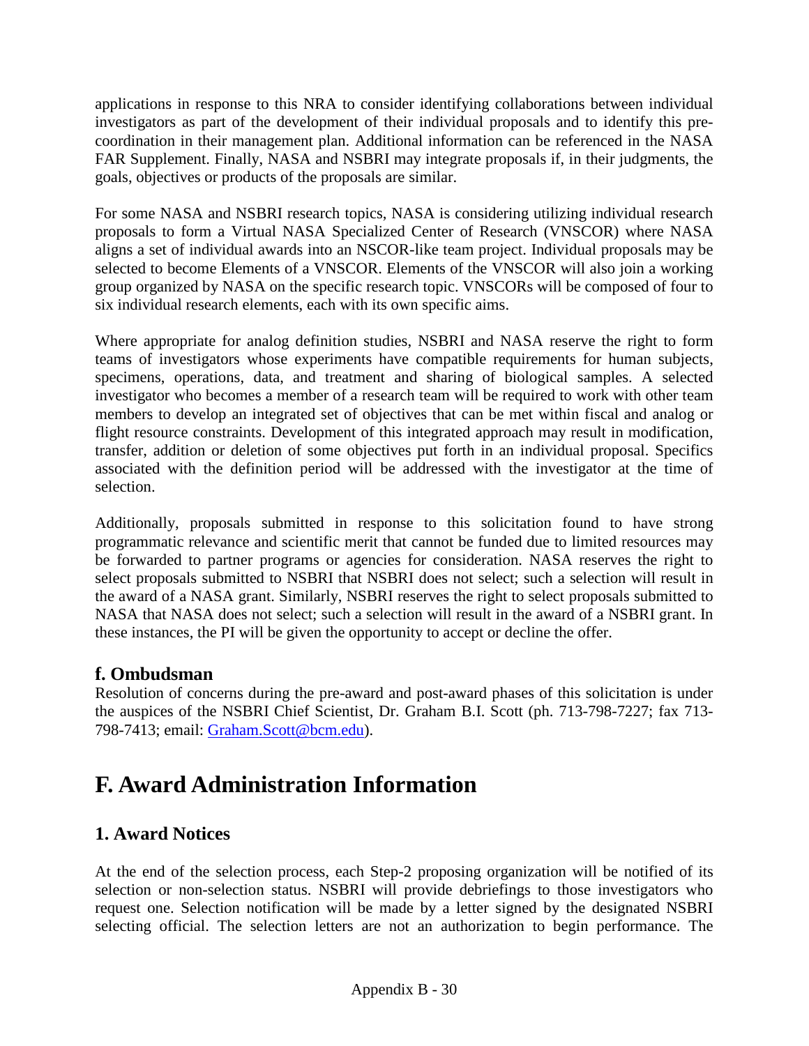applications in response to this NRA to consider identifying collaborations between individual investigators as part of the development of their individual proposals and to identify this pre-coordination in their management plan. Additional information can be referenced in the NASA FAR Supplement. Finally, NASA and NSBRI may integrate proposals if, in their judgments, the goals, objectives or products of the proposals are similar.

For some NASA and NSBRI research topics, NASA is considering utilizing individual research proposals to form a Virtual NASA Specialized Center of Research (VNSCOR) where NASA aligns a set of individual awards into an NSCOR-like team project. Individual proposals may be selected to become Elements of a VNSCOR. Elements of the VNSCOR will also join a working group organized by NASA on the specific research topic. VNSCORs will be composed of four to six individual research elements, each with its own specific aims.

Where appropriate for analog definition studies, NSBRI and NASA reserve the right to form teams of investigators whose experiments have compatible requirements for human subjects, specimens, operations, data, and treatment and sharing of biological samples. A selected investigator who becomes a member of a research team will be required to work with other team members to develop an integrated set of objectives that can be met within fiscal and analog or flight resource constraints. Development of this integrated approach may result in modification, transfer, addition or deletion of some objectives put forth in an individual proposal. Specifics associated with the definition period will be addressed with the investigator at the time of selection.

Additionally, proposals submitted in response to this solicitation found to have strong programmatic relevance and scientific merit that cannot be funded due to limited resources may be forwarded to partner programs or agencies for consideration. NASA reserves the right to select proposals submitted to NSBRI that NSBRI does not select; such a selection will result in the award of a NASA grant. Similarly, NSBRI reserves the right to select proposals submitted to NASA that NASA does not select; such a selection will result in the award of a NSBRI grant. In these instances, the PI will be given the opportunity to accept or decline the offer.

### f. Ombudsman

Resolution of concerns during the pre-award and post-award phases of this solicitation is under the auspices of the NSBRI Chief Scientist, Dr. Graham B.I. Scott (ph. 713-798-7227; fax 713-798-7413; email: Graham.Scott@bcm.edu).

# F. Award Administration Information

## 1. Award Notices

At the end of the selection process, each Step-2 proposing organization will be notified of its selection or non-selection status. NSBRI will provide debriefings to those investigators who request one. Selection notification will be made by a letter signed by the designated NSBRI selecting official. The selection letters are not an authorization to begin performance. The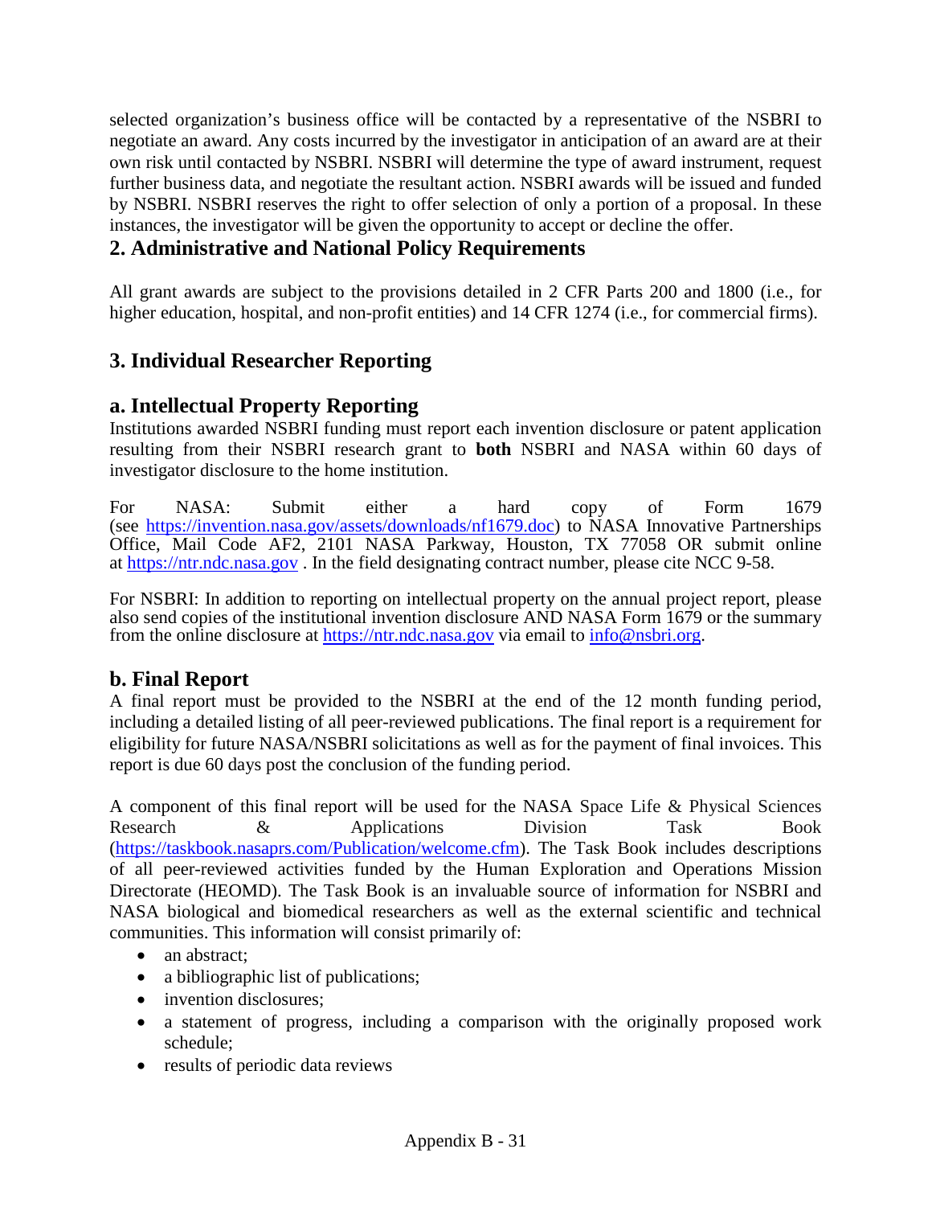selected organization's business office will be contacted by a representative of the NSBRI to negotiate an award. Any costs incurred by the investigator in anticipation of an award are at their own risk until contacted by NSBRI. NSBRI will determine the type of award instrument, request further business data, and negotiate the resultant action. NSBRI awards will be issued and funded by NSBRI. NSBRI reserves the right to offer selection of only a portion of a proposal. In these instances, the investigator will be given the opportunity to accept or decline the offer.

## 2. Administrative and National Policy Requirements

All grant awards are subject to the provisions detailed in 2 CFR Parts 200 and 1800 (i.e., for higher education, hospital, and non-profit entities) and 14 CFR 1274 (i.e., for commercial firms).

## 3. Individual Researcher Reporting

### a. Intellectual Property Reporting

Institutions awarded NSBRI funding must report each invention disclosure or patent application resulting from their NSBRI research grant to **both** NSBRI and NASA within 60 days of investigator disclosure to the home institution.

For NASA: Submit either a hard copy of Form 1679 (see https://invention.nasa.gov/assets/downloads/nf1679.doc) to NASA Innovative Partnerships Office, Mail Code AF2, 2101 NASA Parkway, Houston, TX 77058 OR submit online at https://ntr.ndc.nasa.gov . In the field designating contract number, please cite NCC 9-58.

For NSBRI: In addition to reporting on intellectual property on the annual project report, please also send copies of the institutional invention disclosure AND NASA Form 1679 or the summary from the online disclosure at https://ntr.ndc.nasa.gov via email to info@nsbri.org.

### b. Final Report

A final report must be provided to the NSBRI at the end of the 12 month funding period, including a detailed listing of all peer-reviewed publications. The final report is a requirement for eligibility for future NASA/NSBRI solicitations as well as for the payment of final invoices. This report is due 60 days post the conclusion of the funding period.

A component of this final report will be used for the NASA Space Life & Physical Sciences Research & Applications Division Task Book (https://taskbook.nasaprs.com/Publication/welcome.cfm). The Task Book includes descriptions of all peer-reviewed activities funded by the Human Exploration and Operations Mission Directorate (HEOMD). The Task Book is an invaluable source of information for NSBRI and NASA biological and biomedical researchers as well as the external scientific and technical communities. This information will consist primarily of:

- an abstract;
- a bibliographic list of publications;
- invention disclosures;
- a statement of progress, including a comparison with the originally proposed work schedule;
- results of periodic data reviews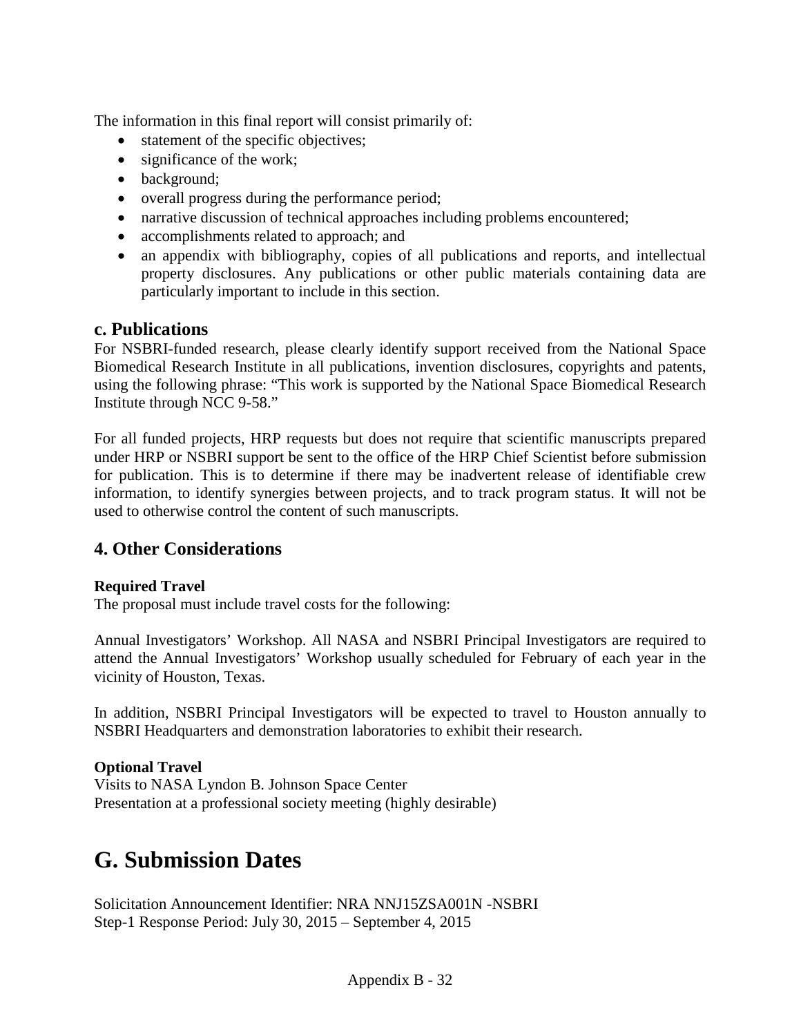The information in this final report will consist primarily of:

- statement of the specific objectives;
- significance of the work;
- background;
- overall progress during the performance period;
- narrative discussion of technical approaches including problems encountered;
- accomplishments related to approach; and
- an appendix with bibliography, copies of all publications and reports, and intellectual property disclosures. Any publications or other public materials containing data are particularly important to include in this section.

### c. Publications

For NSBRI-funded research, please clearly identify support received from the National Space Biomedical Research Institute in all publications, invention disclosures, copyrights and patents, using the following phrase: “This work is supported by the National Space Biomedical Research Institute through NCC 9-58.”

For all funded projects, HRP requests but does not require that scientific manuscripts prepared under HRP or NSBRI support be sent to the office of the HRP Chief Scientist before submission for publication. This is to determine if there may be inadvertent release of identifiable crew information, to identify synergies between projects, and to track program status. It will not be used to otherwise control the content of such manuscripts.

## 4. Other Considerations

**Required Travel**
The proposal must include travel costs for the following:

Annual Investigators’ Workshop. All NASA and NSBRI Principal Investigators are required to attend the Annual Investigators’ Workshop usually scheduled for February of each year in the vicinity of Houston, Texas.

In addition, NSBRI Principal Investigators will be expected to travel to Houston annually to NSBRI Headquarters and demonstration laboratories to exhibit their research.

**Optional Travel**
Visits to NASA Lyndon B. Johnson Space Center
Presentation at a professional society meeting (highly desirable)

# G. Submission Dates

Solicitation Announcement Identifier: NRA NNJ15ZSA001N -NSBRI
Step-1 Response Period: July 30, 2015 – September 4, 2015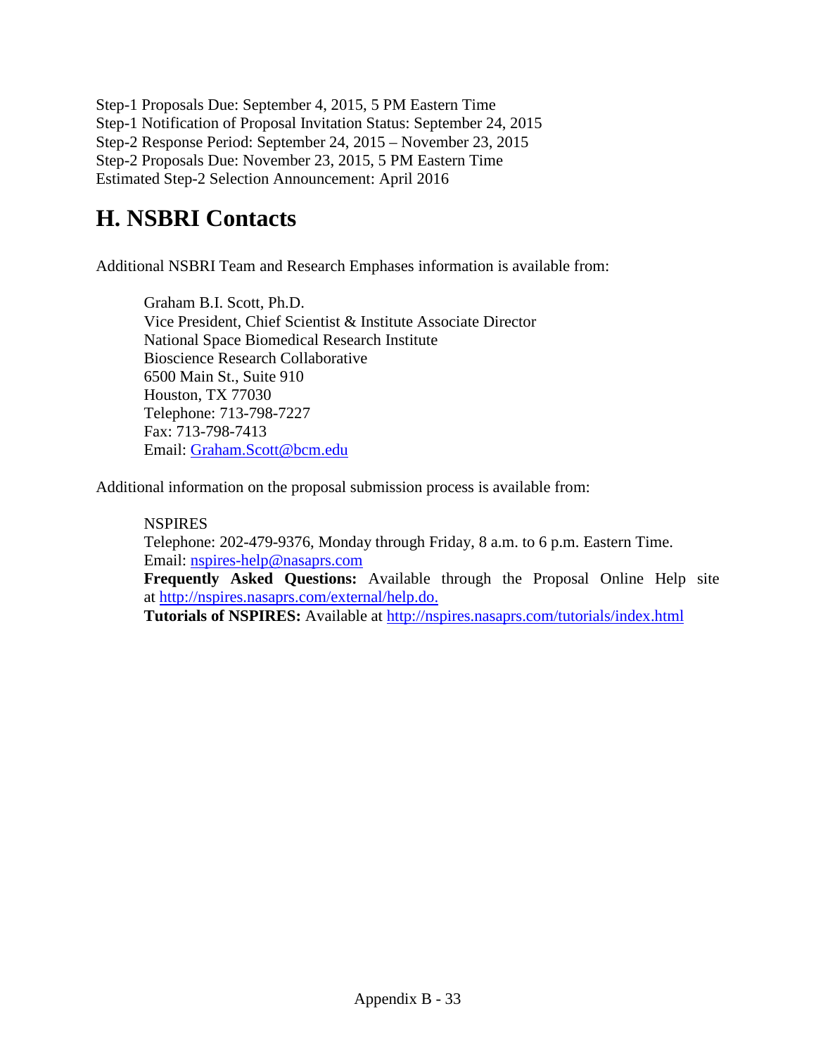Step-1 Proposals Due: September 4, 2015, 5 PM Eastern Time
Step-1 Notification of Proposal Invitation Status: September 24, 2015
Step-2 Response Period: September 24, 2015 – November 23, 2015
Step-2 Proposals Due: November 23, 2015, 5 PM Eastern Time
Estimated Step-2 Selection Announcement: April 2016

## H. NSBRI Contacts

Additional NSBRI Team and Research Emphases information is available from:

> Graham B.I. Scott, Ph.D.
> Vice President, Chief Scientist & Institute Associate Director
> National Space Biomedical Research Institute
> Bioscience Research Collaborative
> 6500 Main St., Suite 910
> Houston, TX 77030
> Telephone: 713-798-7227
> Fax: 713-798-7413
> Email: Graham.Scott@bcm.edu

Additional information on the proposal submission process is available from:

> NSPIRES
> Telephone: 202-479-9376, Monday through Friday, 8 a.m. to 6 p.m. Eastern Time.
> Email: nspires-help@nasaprs.com
> **Frequently Asked Questions:** Available through the Proposal Online Help site at http://nspires.nasaprs.com/external/help.do.
> **Tutorials of NSPIRES:** Available at http://nspires.nasaprs.com/tutorials/index.html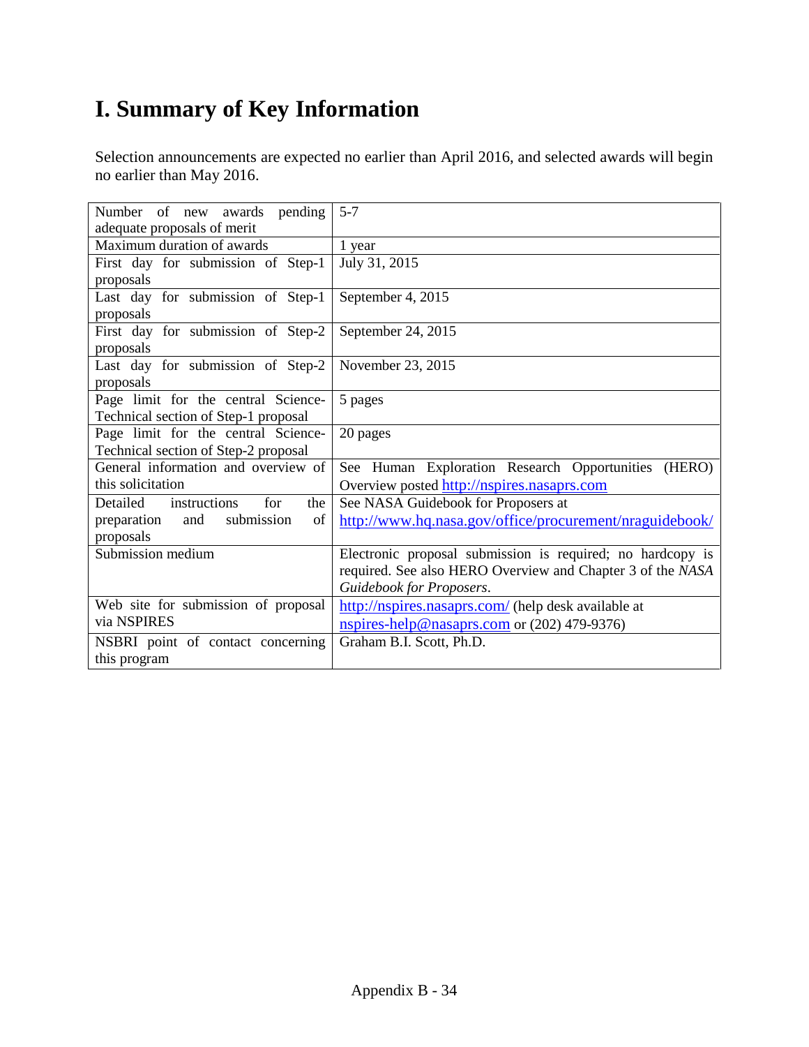# I. Summary of Key Information

Selection announcements are expected no earlier than April 2016, and selected awards will begin no earlier than May 2016.

| | |
|---|---|
| Number of new awards pending adequate proposals of merit | 5-7 |
| Maximum duration of awards | 1 year |
| First day for submission of Step-1 proposals | July 31, 2015 |
| Last day for submission of Step-1 proposals | September 4, 2015 |
| First day for submission of Step-2 proposals | September 24, 2015 |
| Last day for submission of Step-2 proposals | November 23, 2015 |
| Page limit for the central Science-Technical section of Step-1 proposal | 5 pages |
| Page limit for the central Science-Technical section of Step-2 proposal | 20 pages |
| General information and overview of this solicitation | See Human Exploration Research Opportunities (HERO) Overview posted http://nspires.nasaprs.com |
| Detailed instructions for the preparation and submission of proposals | See NASA Guidebook for Proposers at http://www.hq.nasa.gov/office/procurement/nraguidebook/ |
| Submission medium | Electronic proposal submission is required; no hardcopy is required. See also HERO Overview and Chapter 3 of the *NASA Guidebook for Proposers*. |
| Web site for submission of proposal via NSPIRES | http://nspires.nasaprs.com/ (help desk available at nspires-help@nasaprs.com or (202) 479-9376) |
| NSBRI point of contact concerning this program | Graham B.I. Scott, Ph.D. |